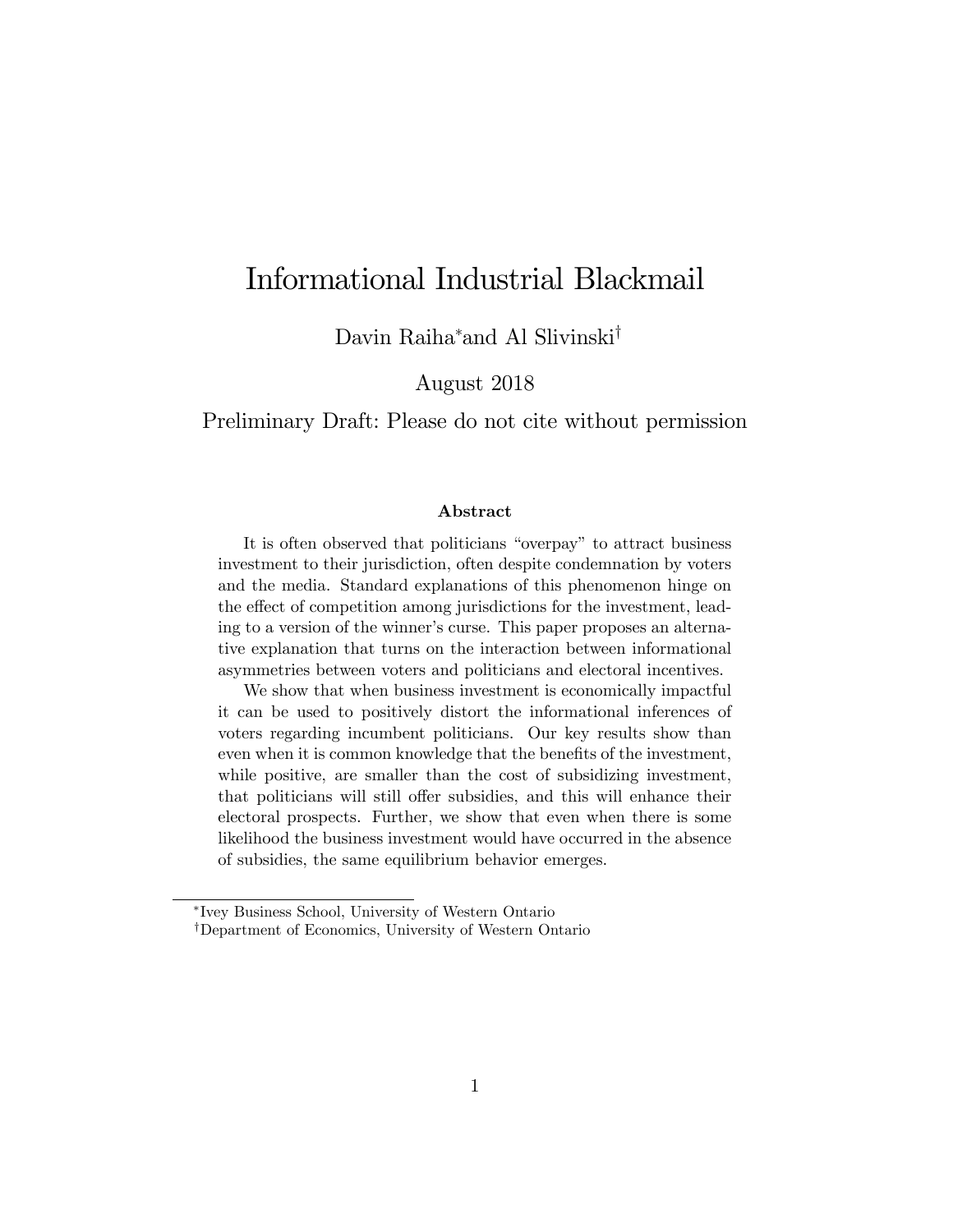# Informational Industrial Blackmail

Davin Raiha[*] and Al Slivinski[†]

August 2018

Preliminary Draft: Please do not cite without permission

### Abstract

It is often observed that politicians "overpay" to attract business investment to their jurisdiction, often despite condemnation by voters and the media. Standard explanations of this phenomenon hinge on the effect of competition among jurisdictions for the investment, leading to a version of the winner's curse. This paper proposes an alternative explanation that turns on the interaction between informational asymmetries between voters and politicians and electoral incentives.

We show that when business investment is economically impactful it can be used to positively distort the informational inferences of voters regarding incumbent politicians. Our key results show than even when it is common knowledge that the benefits of the investment, while positive, are smaller than the cost of subsidizing investment, that politicians will still offer subsidies, and this will enhance their electoral prospects. Further, we show that even when there is some likelihood the business investment would have occurred in the absence of subsidies, the same equilibrium behavior emerges.

---

[*] Ivey Business School, University of Western Ontario

[†] Department of Economics, University of Western Ontario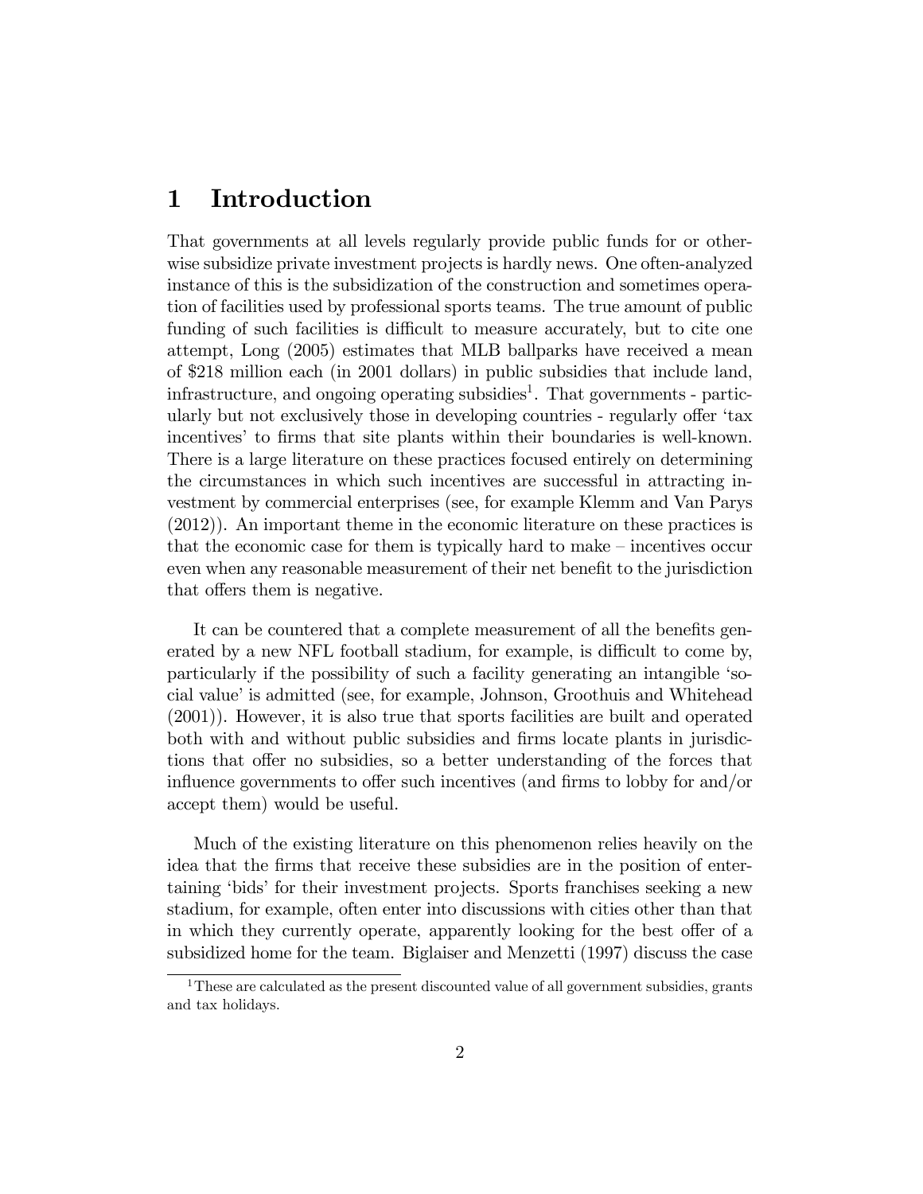# 1 Introduction

That governments at all levels regularly provide public funds for or otherwise subsidize private investment projects is hardly news. One often-analyzed instance of this is the subsidization of the construction and sometimes operation of facilities used by professional sports teams. The true amount of public funding of such facilities is difficult to measure accurately, but to cite one attempt, Long (2005) estimates that MLB ballparks have received a mean of $218 million each (in 2001 dollars) in public subsidies that include land, infrastructure, and ongoing operating subsidies[1]. That governments - particularly but not exclusively those in developing countries - regularly offer 'tax incentives' to firms that site plants within their boundaries is well-known. There is a large literature on these practices focused entirely on determining the circumstances in which such incentives are successful in attracting investment by commercial enterprises (see, for example Klemm and Van Parys (2012)). An important theme in the economic literature on these practices is that the economic case for them is typically hard to make – incentives occur even when any reasonable measurement of their net benefit to the jurisdiction that offers them is negative.

It can be countered that a complete measurement of all the benefits generated by a new NFL football stadium, for example, is difficult to come by, particularly if the possibility of such a facility generating an intangible 'social value' is admitted (see, for example, Johnson, Groothuis and Whitehead (2001)). However, it is also true that sports facilities are built and operated both with and without public subsidies and firms locate plants in jurisdictions that offer no subsidies, so a better understanding of the forces that influence governments to offer such incentives (and firms to lobby for and/or accept them) would be useful.

Much of the existing literature on this phenomenon relies heavily on the idea that the firms that receive these subsidies are in the position of entertaining 'bids' for their investment projects. Sports franchises seeking a new stadium, for example, often enter into discussions with cities other than that in which they currently operate, apparently looking for the best offer of a subsidized home for the team. Biglaiser and Menzetti (1997) discuss the case

[1] These are calculated as the present discounted value of all government subsidies, grants and tax holidays.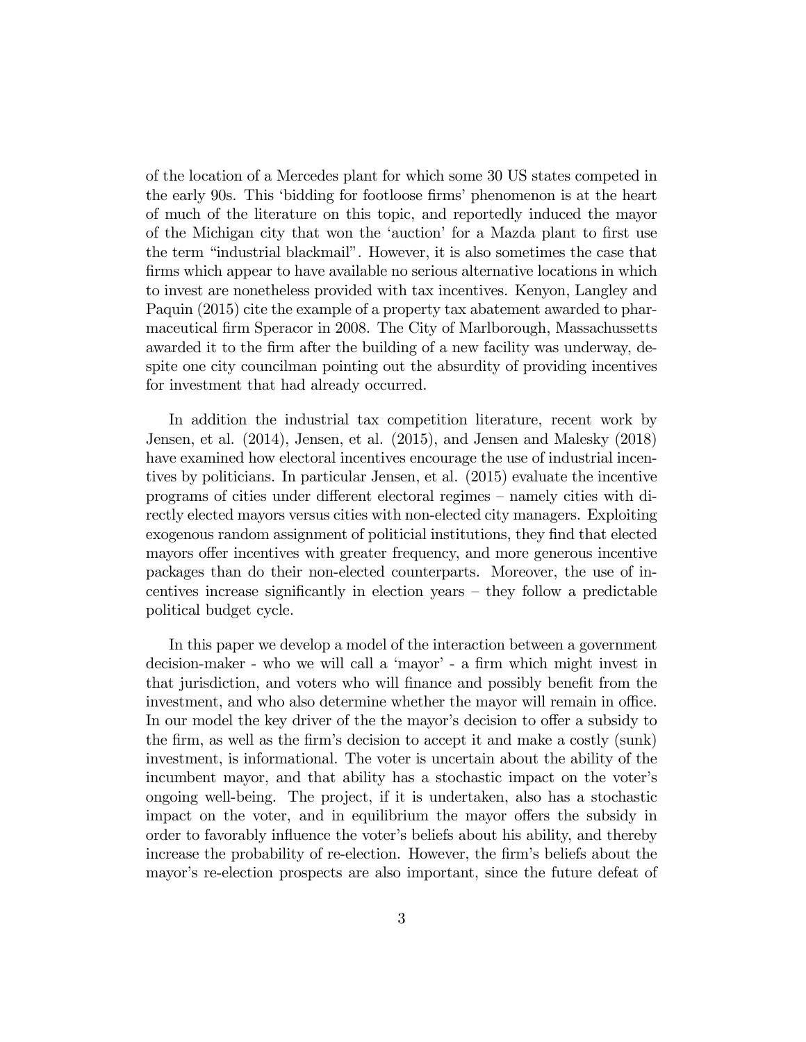of the location of a Mercedes plant for which some 30 US states competed in the early 90s. This 'bidding for footloose firms' phenomenon is at the heart of much of the literature on this topic, and reportedly induced the mayor of the Michigan city that won the 'auction' for a Mazda plant to first use the term "industrial blackmail". However, it is also sometimes the case that firms which appear to have available no serious alternative locations in which to invest are nonetheless provided with tax incentives. Kenyon, Langley and Paquin (2015) cite the example of a property tax abatement awarded to pharmaceutical firm Speracor in 2008. The City of Marlborough, Massachussetts awarded it to the firm after the building of a new facility was underway, despite one city councilman pointing out the absurdity of providing incentives for investment that had already occurred.

In addition the industrial tax competition literature, recent work by Jensen, et al. (2014), Jensen, et al. (2015), and Jensen and Malesky (2018) have examined how electoral incentives encourage the use of industrial incentives by politicians. In particular Jensen, et al. (2015) evaluate the incentive programs of cities under different electoral regimes – namely cities with directly elected mayors versus cities with non-elected city managers. Exploiting exogenous random assignment of politicial institutions, they find that elected mayors offer incentives with greater frequency, and more generous incentive packages than do their non-elected counterparts. Moreover, the use of incentives increase significantly in election years – they follow a predictable political budget cycle.

In this paper we develop a model of the interaction between a government decision-maker - who we will call a 'mayor' - a firm which might invest in that jurisdiction, and voters who will finance and possibly benefit from the investment, and who also determine whether the mayor will remain in office. In our model the key driver of the the mayor's decision to offer a subsidy to the firm, as well as the firm's decision to accept it and make a costly (sunk) investment, is informational. The voter is uncertain about the ability of the incumbent mayor, and that ability has a stochastic impact on the voter's ongoing well-being. The project, if it is undertaken, also has a stochastic impact on the voter, and in equilibrium the mayor offers the subsidy in order to favorably influence the voter's beliefs about his ability, and thereby increase the probability of re-election. However, the firm's beliefs about the mayor's re-election prospects are also important, since the future defeat of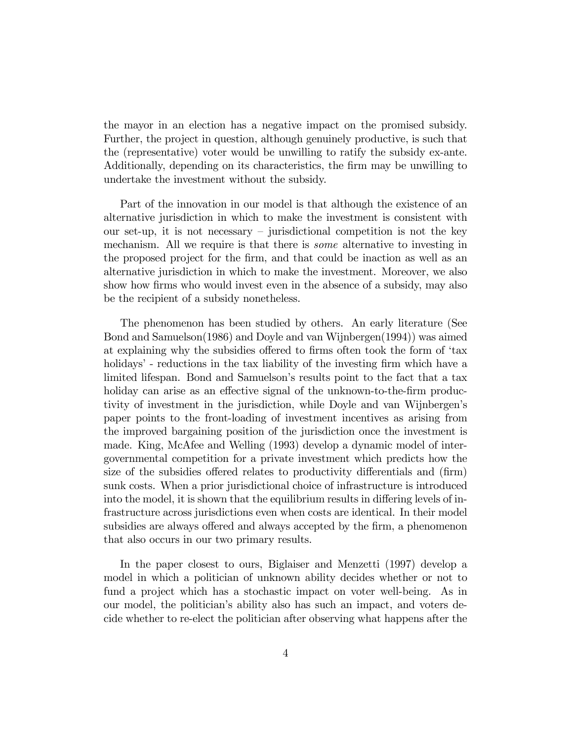the mayor in an election has a negative impact on the promised subsidy. Further, the project in question, although genuinely productive, is such that the (representative) voter would be unwilling to ratify the subsidy ex-ante. Additionally, depending on its characteristics, the firm may be unwilling to undertake the investment without the subsidy.

Part of the innovation in our model is that although the existence of an alternative jurisdiction in which to make the investment is consistent with our set-up, it is not necessary – jurisdictional competition is not the key mechanism. All we require is that there is *some* alternative to investing in the proposed project for the firm, and that could be inaction as well as an alternative jurisdiction in which to make the investment. Moreover, we also show how firms who would invest even in the absence of a subsidy, may also be the recipient of a subsidy nonetheless.

The phenomenon has been studied by others. An early literature (See Bond and Samuelson(1986) and Doyle and van Wijnbergen(1994)) was aimed at explaining why the subsidies offered to firms often took the form of 'tax holidays' - reductions in the tax liability of the investing firm which have a limited lifespan. Bond and Samuelson's results point to the fact that a tax holiday can arise as an effective signal of the unknown-to-the-firm productivity of investment in the jurisdiction, while Doyle and van Wijnbergen's paper points to the front-loading of investment incentives as arising from the improved bargaining position of the jurisdiction once the investment is made. King, McAfee and Welling (1993) develop a dynamic model of intergovernmental competition for a private investment which predicts how the size of the subsidies offered relates to productivity differentials and (firm) sunk costs. When a prior jurisdictional choice of infrastructure is introduced into the model, it is shown that the equilibrium results in differing levels of infrastructure across jurisdictions even when costs are identical. In their model subsidies are always offered and always accepted by the firm, a phenomenon that also occurs in our two primary results.

In the paper closest to ours, Biglaiser and Menzetti (1997) develop a model in which a politician of unknown ability decides whether or not to fund a project which has a stochastic impact on voter well-being. As in our model, the politician's ability also has such an impact, and voters decide whether to re-elect the politician after observing what happens after the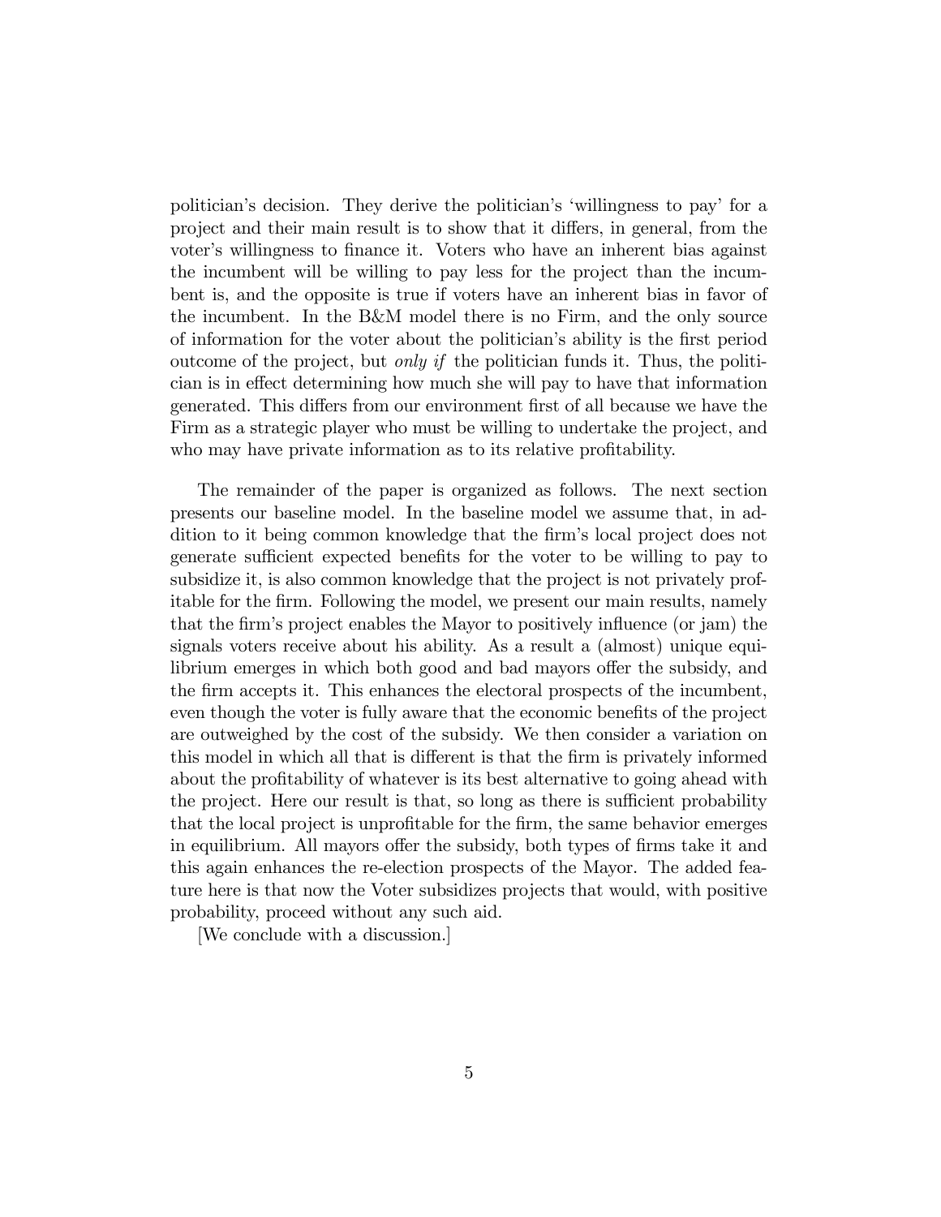politician's decision. They derive the politician's 'willingness to pay' for a project and their main result is to show that it differs, in general, from the voter's willingness to finance it. Voters who have an inherent bias against the incumbent will be willing to pay less for the project than the incumbent is, and the opposite is true if voters have an inherent bias in favor of the incumbent. In the B&M model there is no Firm, and the only source of information for the voter about the politician's ability is the first period outcome of the project, but *only if* the politician funds it. Thus, the politician is in effect determining how much she will pay to have that information generated. This differs from our environment first of all because we have the Firm as a strategic player who must be willing to undertake the project, and who may have private information as to its relative profitability.

The remainder of the paper is organized as follows. The next section presents our baseline model. In the baseline model we assume that, in addition to it being common knowledge that the firm's local project does not generate sufficient expected benefits for the voter to be willing to pay to subsidize it, is also common knowledge that the project is not privately profitable for the firm. Following the model, we present our main results, namely that the firm's project enables the Mayor to positively influence (or jam) the signals voters receive about his ability. As a result a (almost) unique equilibrium emerges in which both good and bad mayors offer the subsidy, and the firm accepts it. This enhances the electoral prospects of the incumbent, even though the voter is fully aware that the economic benefits of the project are outweighed by the cost of the subsidy. We then consider a variation on this model in which all that is different is that the firm is privately informed about the profitability of whatever is its best alternative to going ahead with the project. Here our result is that, so long as there is sufficient probability that the local project is unprofitable for the firm, the same behavior emerges in equilibrium. All mayors offer the subsidy, both types of firms take it and this again enhances the re-election prospects of the Mayor. The added feature here is that now the Voter subsidizes projects that would, with positive probability, proceed without any such aid.

[We conclude with a discussion.]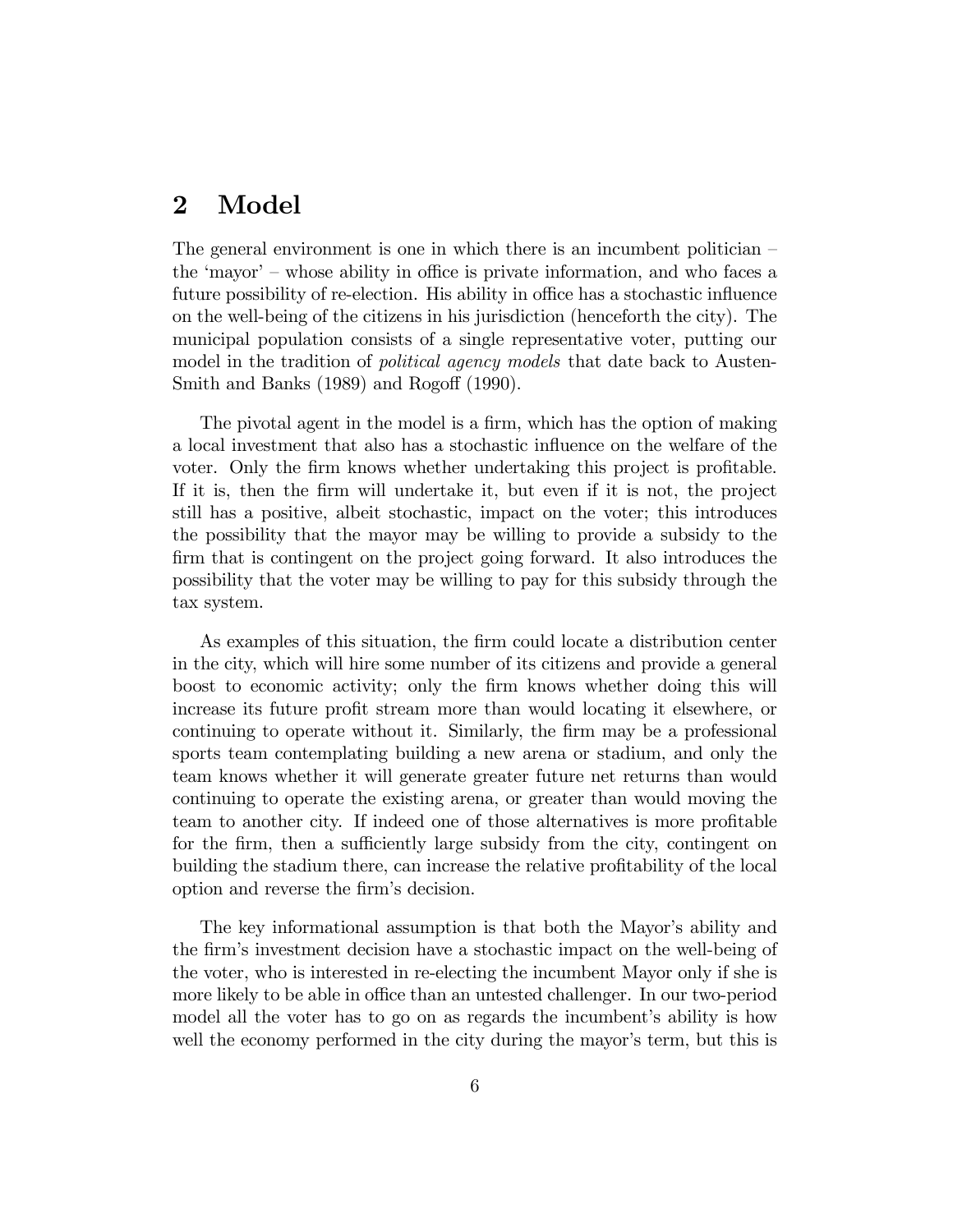## 2 Model

The general environment is one in which there is an incumbent politician – the 'mayor' – whose ability in office is private information, and who faces a future possibility of re-election. His ability in office has a stochastic influence on the well-being of the citizens in his jurisdiction (henceforth the city). The municipal population consists of a single representative voter, putting our model in the tradition of *political agency models* that date back to Austen-Smith and Banks (1989) and Rogoff (1990).

The pivotal agent in the model is a firm, which has the option of making a local investment that also has a stochastic influence on the welfare of the voter. Only the firm knows whether undertaking this project is profitable. If it is, then the firm will undertake it, but even if it is not, the project still has a positive, albeit stochastic, impact on the voter; this introduces the possibility that the mayor may be willing to provide a subsidy to the firm that is contingent on the project going forward. It also introduces the possibility that the voter may be willing to pay for this subsidy through the tax system.

As examples of this situation, the firm could locate a distribution center in the city, which will hire some number of its citizens and provide a general boost to economic activity; only the firm knows whether doing this will increase its future profit stream more than would locating it elsewhere, or continuing to operate without it. Similarly, the firm may be a professional sports team contemplating building a new arena or stadium, and only the team knows whether it will generate greater future net returns than would continuing to operate the existing arena, or greater than would moving the team to another city. If indeed one of those alternatives is more profitable for the firm, then a sufficiently large subsidy from the city, contingent on building the stadium there, can increase the relative profitability of the local option and reverse the firm's decision.

The key informational assumption is that both the Mayor's ability and the firm's investment decision have a stochastic impact on the well-being of the voter, who is interested in re-electing the incumbent Mayor only if she is more likely to be able in office than an untested challenger. In our two-period model all the voter has to go on as regards the incumbent's ability is how well the economy performed in the city during the mayor's term, but this is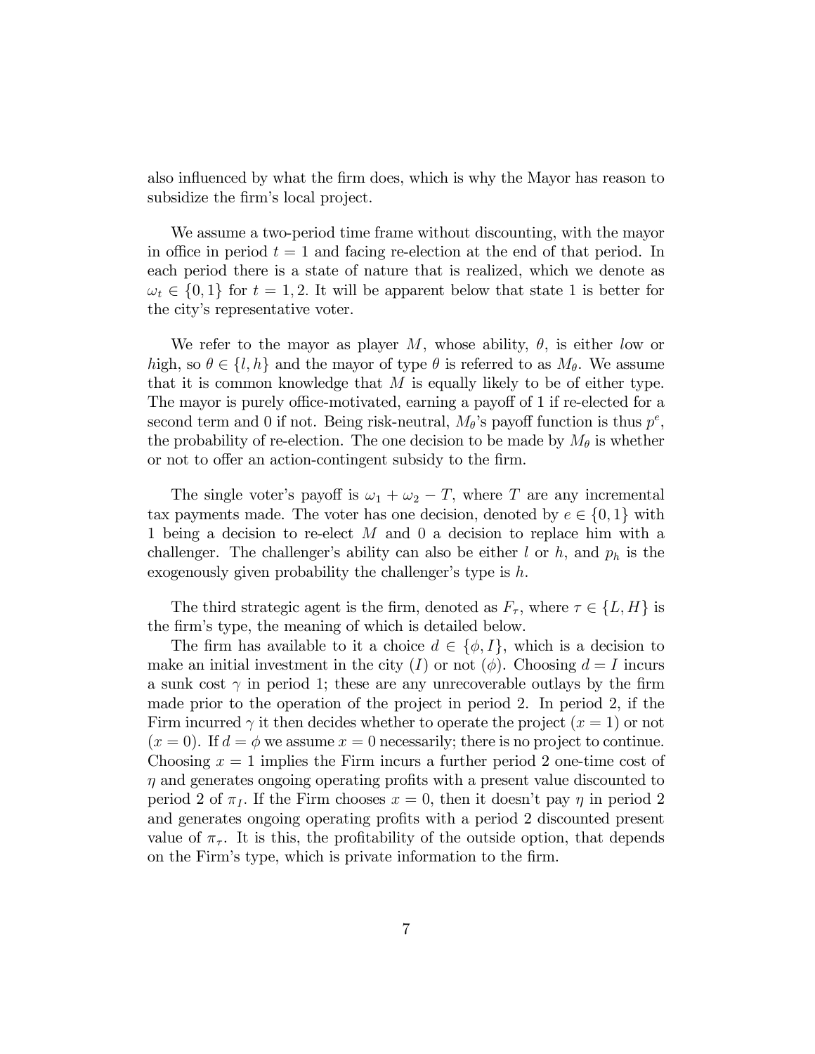also influenced by what the firm does, which is why the Mayor has reason to subsidize the firm's local project.

We assume a two-period time frame without discounting, with the mayor in office in period $t = 1$ and facing re-election at the end of that period. In each period there is a state of nature that is realized, which we denote as $\omega_t \in \{0, 1\}$ for $t = 1, 2$. It will be apparent below that state 1 is better for the city's representative voter.

We refer to the mayor as player $M$, whose ability, $\theta$, is either *l*ow or *h*igh, so $\theta \in \{l, h\}$ and the mayor of type $\theta$ is referred to as $M_\theta$. We assume that it is common knowledge that $M$ is equally likely to be of either type. The mayor is purely office-motivated, earning a payoff of 1 if re-elected for a second term and 0 if not. Being risk-neutral, $M_\theta$'s payoff function is thus $p^e$, the probability of re-election. The one decision to be made by $M_\theta$ is whether or not to offer an action-contingent subsidy to the firm.

The single voter's payoff is $\omega_1 + \omega_2 - T$, where $T$ are any incremental tax payments made. The voter has one decision, denoted by $e \in \{0, 1\}$ with 1 being a decision to re-elect $M$ and 0 a decision to replace him with a challenger. The challenger's ability can also be either $l$ or $h$, and $p_h$ is the exogenously given probability the challenger's type is $h$.

The third strategic agent is the firm, denoted as $F_\tau$, where $\tau \in \{L, H\}$ is the firm's type, the meaning of which is detailed below.

The firm has available to it a choice $d \in \{\phi, I\}$, which is a decision to make an initial investment in the city ($I$) or not ($\phi$). Choosing $d = I$ incurs a sunk cost $\gamma$ in period 1; these are any unrecoverable outlays by the firm made prior to the operation of the project in period 2. In period 2, if the Firm incurred $\gamma$ it then decides whether to operate the project ($x = 1$) or not ($x = 0$). If $d = \phi$ we assume $x = 0$ necessarily; there is no project to continue. Choosing $x = 1$ implies the Firm incurs a further period 2 one-time cost of $\eta$ and generates ongoing operating profits with a present value discounted to period 2 of $\pi_I$. If the Firm chooses $x = 0$, then it doesn't pay $\eta$ in period 2 and generates ongoing operating profits with a period 2 discounted present value of $\pi_\tau$. It is this, the profitability of the outside option, that depends on the Firm's type, which is private information to the firm.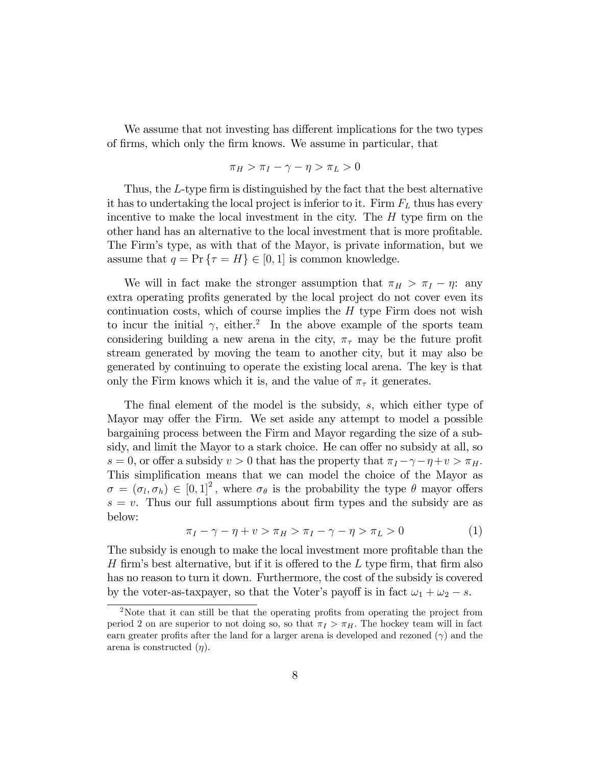We assume that not investing has different implications for the two types of firms, which only the firm knows. We assume in particular, that

$$\pi_H > \pi_I - \gamma - \eta > \pi_L > 0$$

Thus, the $L$-type firm is distinguished by the fact that the best alternative it has to undertaking the local project is inferior to it. Firm $F_L$ thus has every incentive to make the local investment in the city. The $H$ type firm on the other hand has an alternative to the local investment that is more profitable. The Firm's type, as with that of the Mayor, is private information, but we assume that $q = \Pr\{\tau = H\} \in [0, 1]$ is common knowledge.

We will in fact make the stronger assumption that $\pi_H > \pi_I - \eta$: any extra operating profits generated by the local project do not cover even its continuation costs, which of course implies the $H$ type Firm does not wish to incur the initial $\gamma$, either.[2] In the above example of the sports team considering building a new arena in the city, $\pi_\tau$ may be the future profit stream generated by moving the team to another city, but it may also be generated by continuing to operate the existing local arena. The key is that only the Firm knows which it is, and the value of $\pi_\tau$ it generates.

The final element of the model is the subsidy, $s$, which either type of Mayor may offer the Firm. We set aside any attempt to model a possible bargaining process between the Firm and Mayor regarding the size of a subsidy, and limit the Mayor to a stark choice. He can offer no subsidy at all, so $s = 0$, or offer a subsidy $v > 0$ that has the property that $\pi_I - \gamma - \eta + v > \pi_H$. This simplification means that we can model the choice of the Mayor as $\sigma = (\sigma_l, \sigma_h) \in [0, 1]^2$, where $\sigma_\theta$ is the probability the type $\theta$ mayor offers $s = v$. Thus our full assumptions about firm types and the subsidy are as below:

$$\pi_I - \gamma - \eta + v > \pi_H > \pi_I - \gamma - \eta > \pi_L > 0 \tag{1}$$

The subsidy is enough to make the local investment more profitable than the $H$ firm's best alternative, but if it is offered to the $L$ type firm, that firm also has no reason to turn it down. Furthermore, the cost of the subsidy is covered by the voter-as-taxpayer, so that the Voter's payoff is in fact $\omega_1 + \omega_2 - s$.

---

[2] Note that it can still be that the operating profits from operating the project from period 2 on are superior to not doing so, so that $\pi_I > \pi_H$. The hockey team will in fact earn greater profits after the land for a larger arena is developed and rezoned ($\gamma$) and the arena is constructed ($\eta$).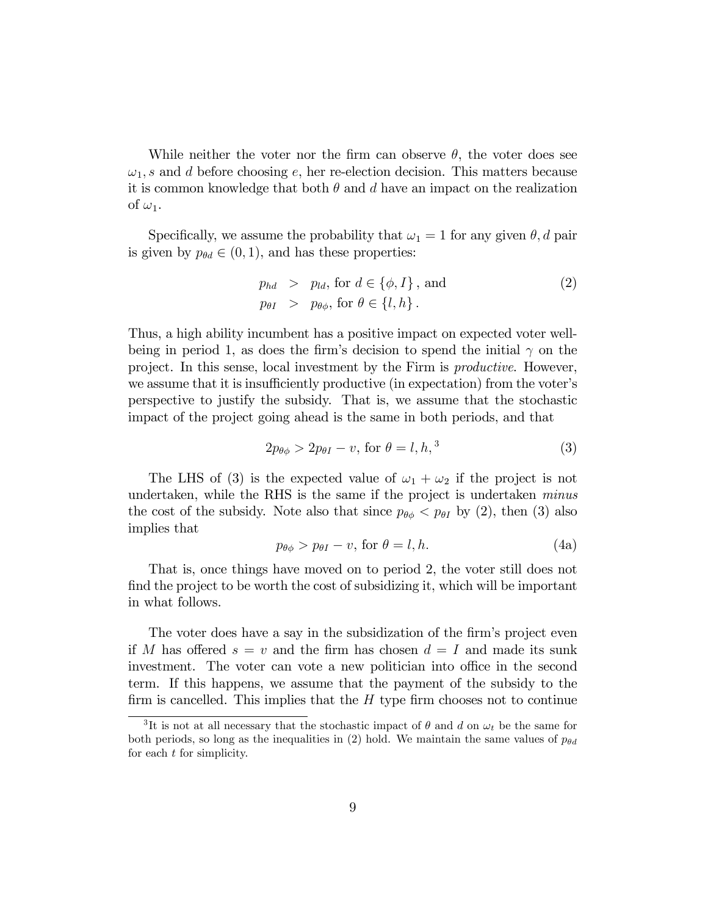While neither the voter nor the firm can observe $\theta$, the voter does see $\omega_1, s$ and $d$ before choosing $e$, her re-election decision. This matters because it is common knowledge that both $\theta$ and $d$ have an impact on the realization of $\omega_1$.

Specifically, we assume the probability that $\omega_1 = 1$ for any given $\theta, d$ pair is given by $p_{\theta d} \in (0, 1)$, and has these properties:

$$
\begin{aligned}
p_{hd} &> p_{ld}, \text{ for } d \in \{\phi, I\}, \text{ and} \\
p_{\theta I} &> p_{\theta \phi}, \text{ for } \theta \in \{l, h\}.
\end{aligned}
\tag{2}
$$

Thus, a high ability incumbent has a positive impact on expected voter well-being in period 1, as does the firm's decision to spend the initial $\gamma$ on the project. In this sense, local investment by the Firm is *productive*. However, we assume that it is insufficiently productive (in expectation) from the voter's perspective to justify the subsidy. That is, we assume that the stochastic impact of the project going ahead is the same in both periods, and that

$$
2p_{\theta \phi} > 2p_{\theta I} - v, \text{ for } \theta = l, h,[3] \tag{3}
$$

The LHS of (3) is the expected value of $\omega_1 + \omega_2$ if the project is not undertaken, while the RHS is the same if the project is undertaken *minus* the cost of the subsidy. Note also that since $p_{\theta \phi} < p_{\theta I}$ by (2), then (3) also implies that

$$
p_{\theta \phi} > p_{\theta I} - v, \text{ for } \theta = l, h. \tag{4a}
$$

That is, once things have moved on to period 2, the voter still does not find the project to be worth the cost of subsidizing it, which will be important in what follows.

The voter does have a say in the subsidization of the firm's project even if $M$ has offered $s = v$ and the firm has chosen $d = I$ and made its sunk investment. The voter can vote a new politician into office in the second term. If this happens, we assume that the payment of the subsidy to the firm is cancelled. This implies that the $H$ type firm chooses not to continue

[3] It is not at all necessary that the stochastic impact of $\theta$ and $d$ on $\omega_t$ be the same for both periods, so long as the inequalities in (2) hold. We maintain the same values of $p_{\theta d}$ for each $t$ for simplicity.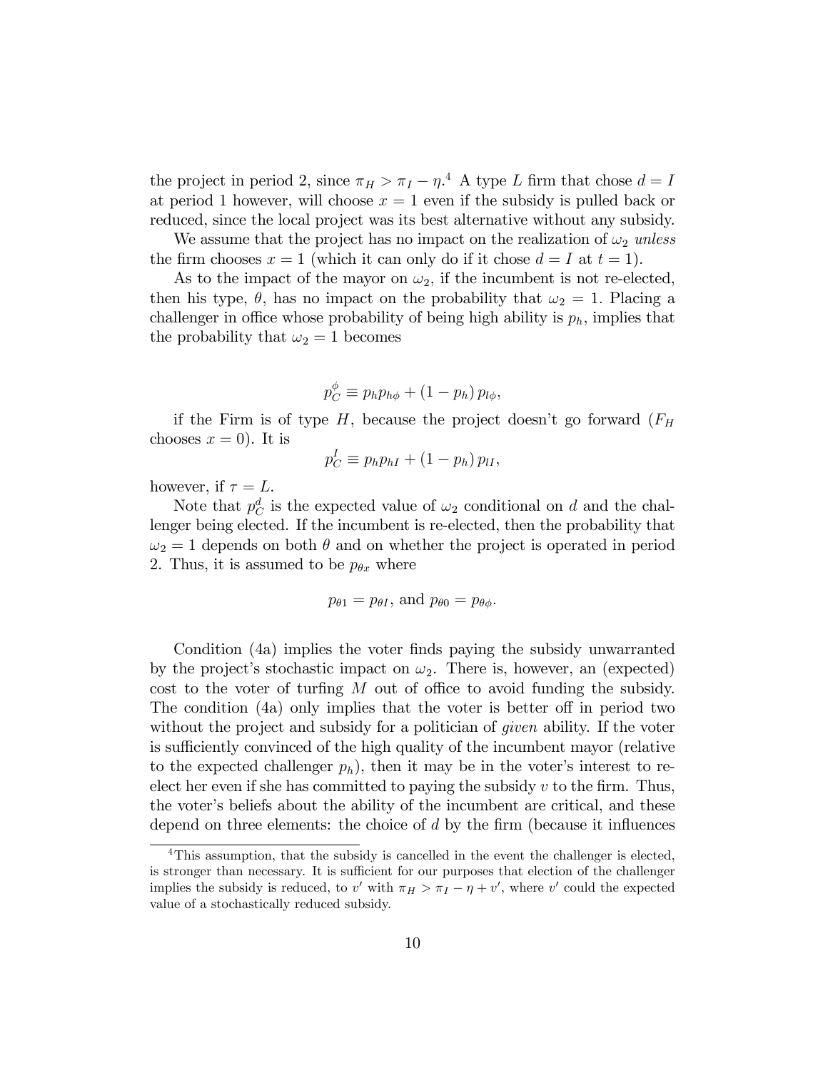the project in period 2, since $\pi_H > \pi_I - \eta$.[4] A type $L$ firm that chose $d = I$ at period 1 however, will choose $x = 1$ even if the subsidy is pulled back or reduced, since the local project was its best alternative without any subsidy.

We assume that the project has no impact on the realization of $\omega_2$ *unless* the firm chooses $x = 1$ (which it can only do if it chose $d = I$ at $t = 1$).

As to the impact of the mayor on $\omega_2$, if the incumbent is not re-elected, then his type, $\theta$, has no impact on the probability that $\omega_2 = 1$. Placing a challenger in office whose probability of being high ability is $p_h$, implies that the probability that $\omega_2 = 1$ becomes

$$p_C^{\phi} \equiv p_h p_{h\phi} + (1 - p_h)\, p_{l\phi},$$

if the Firm is of type $H$, because the project doesn't go forward ($F_H$ chooses $x = 0$). It is

$$p_C^{I} \equiv p_h p_{hI} + (1 - p_h)\, p_{lI},$$

however, if $\tau = L$.

Note that $p_C^d$ is the expected value of $\omega_2$ conditional on $d$ and the challenger being elected. If the incumbent is re-elected, then the probability that $\omega_2 = 1$ depends on both $\theta$ and on whether the project is operated in period 2. Thus, it is assumed to be $p_{\theta x}$ where

$$p_{\theta 1} = p_{\theta I}, \text{ and } p_{\theta 0} = p_{\theta\phi}.$$

Condition (4a) implies the voter finds paying the subsidy unwarranted by the project's stochastic impact on $\omega_2$. There is, however, an (expected) cost to the voter of turfing $M$ out of office to avoid funding the subsidy. The condition (4a) only implies that the voter is better off in period two without the project and subsidy for a politician of *given* ability. If the voter is sufficiently convinced of the high quality of the incumbent mayor (relative to the expected challenger $p_h$), then it may be in the voter's interest to re-elect her even if she has committed to paying the subsidy $v$ to the firm. Thus, the voter's beliefs about the ability of the incumbent are critical, and these depend on three elements: the choice of $d$ by the firm (because it influences

[4] This assumption, that the subsidy is cancelled in the event the challenger is elected, is stronger than necessary. It is sufficient for our purposes that election of the challenger implies the subsidy is reduced, to $v'$ with $\pi_H > \pi_I - \eta + v'$, where $v'$ could the expected value of a stochastically reduced subsidy.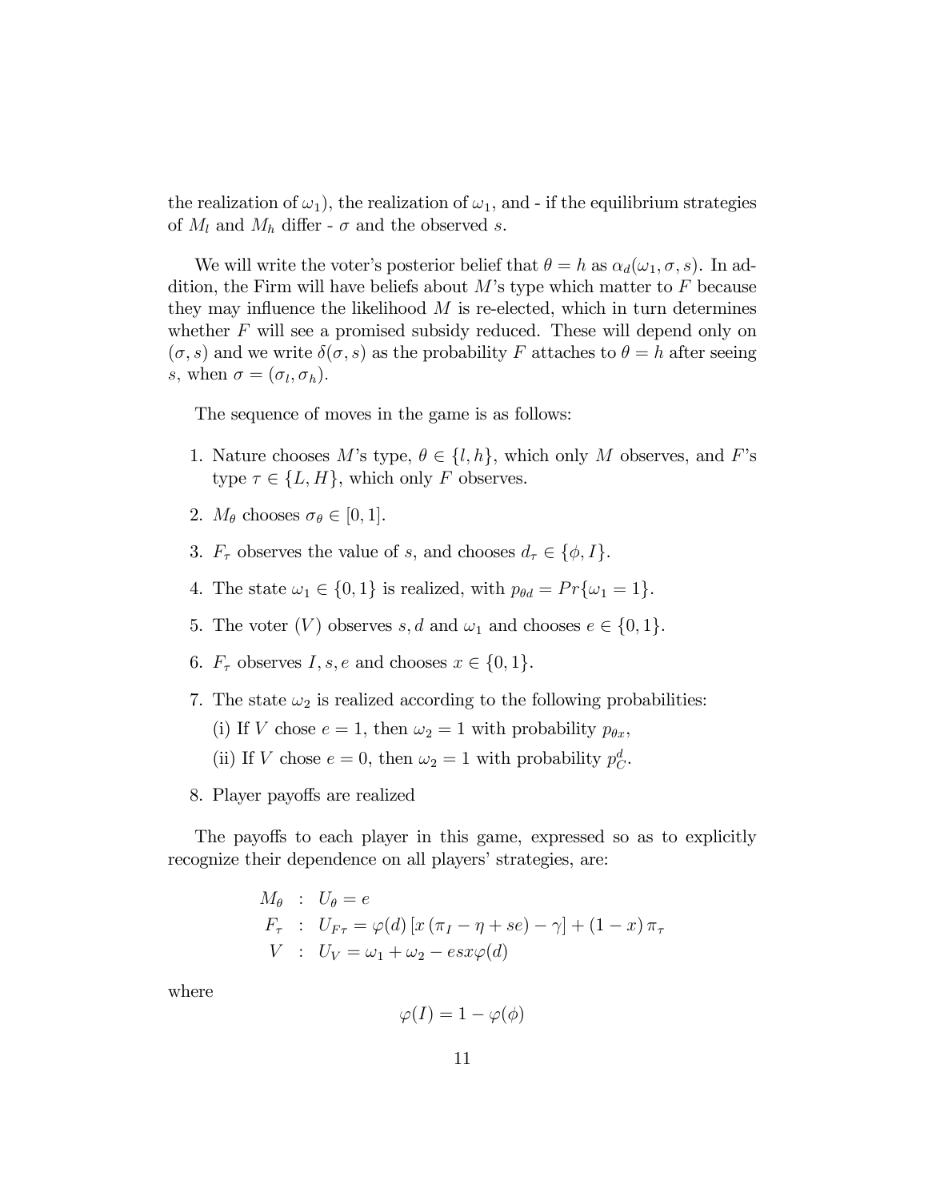the realization of $\omega_1$), the realization of $\omega_1$, and - if the equilibrium strategies of $M_l$ and $M_h$ differ - $\sigma$ and the observed $s$.

We will write the voter's posterior belief that $\theta = h$ as $\alpha_d(\omega_1, \sigma, s)$. In addition, the Firm will have beliefs about $M$'s type which matter to $F$ because they may influence the likelihood $M$ is re-elected, which in turn determines whether $F$ will see a promised subsidy reduced. These will depend only on $(\sigma, s)$ and we write $\delta(\sigma, s)$ as the probability $F$ attaches to $\theta = h$ after seeing $s$, when $\sigma = (\sigma_l, \sigma_h)$.

The sequence of moves in the game is as follows:

1. Nature chooses $M$'s type, $\theta \in \{l, h\}$, which only $M$ observes, and $F$'s type $\tau \in \{L, H\}$, which only $F$ observes.
2. $M_\theta$ chooses $\sigma_\theta \in [0, 1]$.
3. $F_\tau$ observes the value of $s$, and chooses $d_\tau \in \{\phi, I\}$.
4. The state $\omega_1 \in \{0, 1\}$ is realized, with $p_{\theta d} = Pr\{\omega_1 = 1\}$.
5. The voter ($V$) observes $s, d$ and $\omega_1$ and chooses $e \in \{0, 1\}$.
6. $F_\tau$ observes $I, s, e$ and chooses $x \in \{0, 1\}$.
7. The state $\omega_2$ is realized according to the following probabilities:
   (i) If $V$ chose $e = 1$, then $\omega_2 = 1$ with probability $p_{\theta x}$,
   (ii) If $V$ chose $e = 0$, then $\omega_2 = 1$ with probability $p_C^d$.
8. Player payoffs are realized

The payoffs to each player in this game, expressed so as to explicitly recognize their dependence on all players' strategies, are:

$$
\begin{aligned}
M_\theta &: U_\theta = e \\
F_\tau &: U_{F\tau} = \varphi(d)\left[x\left(\pi_I - \eta + se\right) - \gamma\right] + (1 - x)\,\pi_\tau \\
V &: U_V = \omega_1 + \omega_2 - esx\varphi(d)
\end{aligned}
$$

where

$$
\varphi(I) = 1 - \varphi(\phi)
$$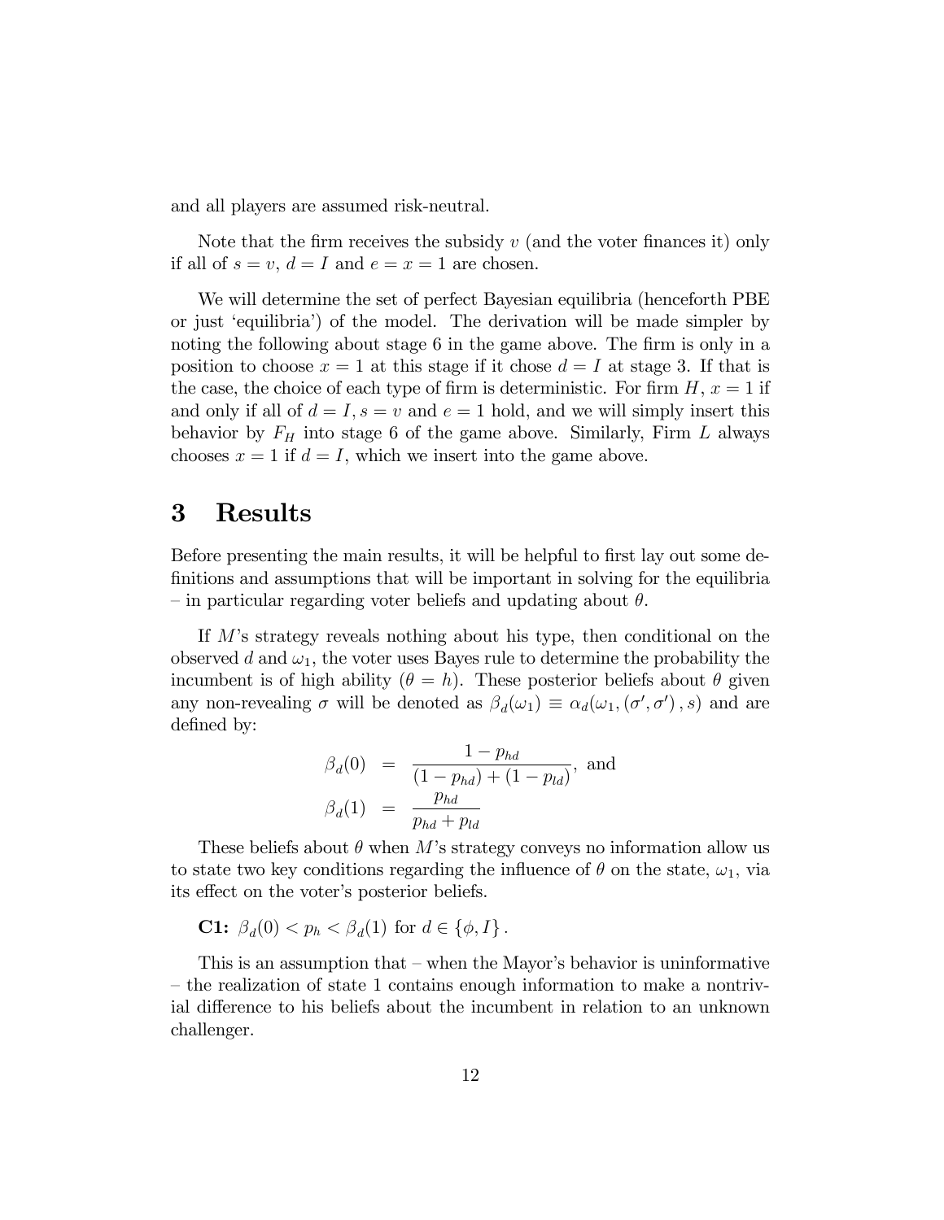and all players are assumed risk-neutral.

Note that the firm receives the subsidy $v$ (and the voter finances it) only if all of $s = v$, $d = I$ and $e = x = 1$ are chosen.

We will determine the set of perfect Bayesian equilibria (henceforth PBE or just 'equilibria') of the model. The derivation will be made simpler by noting the following about stage 6 in the game above. The firm is only in a position to choose $x = 1$ at this stage if it chose $d = I$ at stage 3. If that is the case, the choice of each type of firm is deterministic. For firm $H$, $x = 1$ if and only if all of $d = I, s = v$ and $e = 1$ hold, and we will simply insert this behavior by $F_H$ into stage 6 of the game above. Similarly, Firm $L$ always chooses $x = 1$ if $d = I$, which we insert into the game above.

# 3 Results

Before presenting the main results, it will be helpful to first lay out some definitions and assumptions that will be important in solving for the equilibria – in particular regarding voter beliefs and updating about $\theta$.

If $M$'s strategy reveals nothing about his type, then conditional on the observed $d$ and $\omega_1$, the voter uses Bayes rule to determine the probability the incumbent is of high ability ($\theta = h$). These posterior beliefs about $\theta$ given any non-revealing $\sigma$ will be denoted as $\beta_d(\omega_1) \equiv \alpha_d(\omega_1, (\sigma', \sigma'), s)$ and are defined by:

$$\beta_d(0) = \frac{1 - p_{hd}}{(1 - p_{hd}) + (1 - p_{ld})}, \text{ and}$$

$$\beta_d(1) = \frac{p_{hd}}{p_{hd} + p_{ld}}$$

These beliefs about $\theta$ when $M$'s strategy conveys no information allow us to state two key conditions regarding the influence of $\theta$ on the state, $\omega_1$, via its effect on the voter's posterior beliefs.

**C1:** $\beta_d(0) < p_h < \beta_d(1)$ for $d \in \{\phi, I\}$.

This is an assumption that – when the Mayor's behavior is uninformative – the realization of state 1 contains enough information to make a nontrivial difference to his beliefs about the incumbent in relation to an unknown challenger.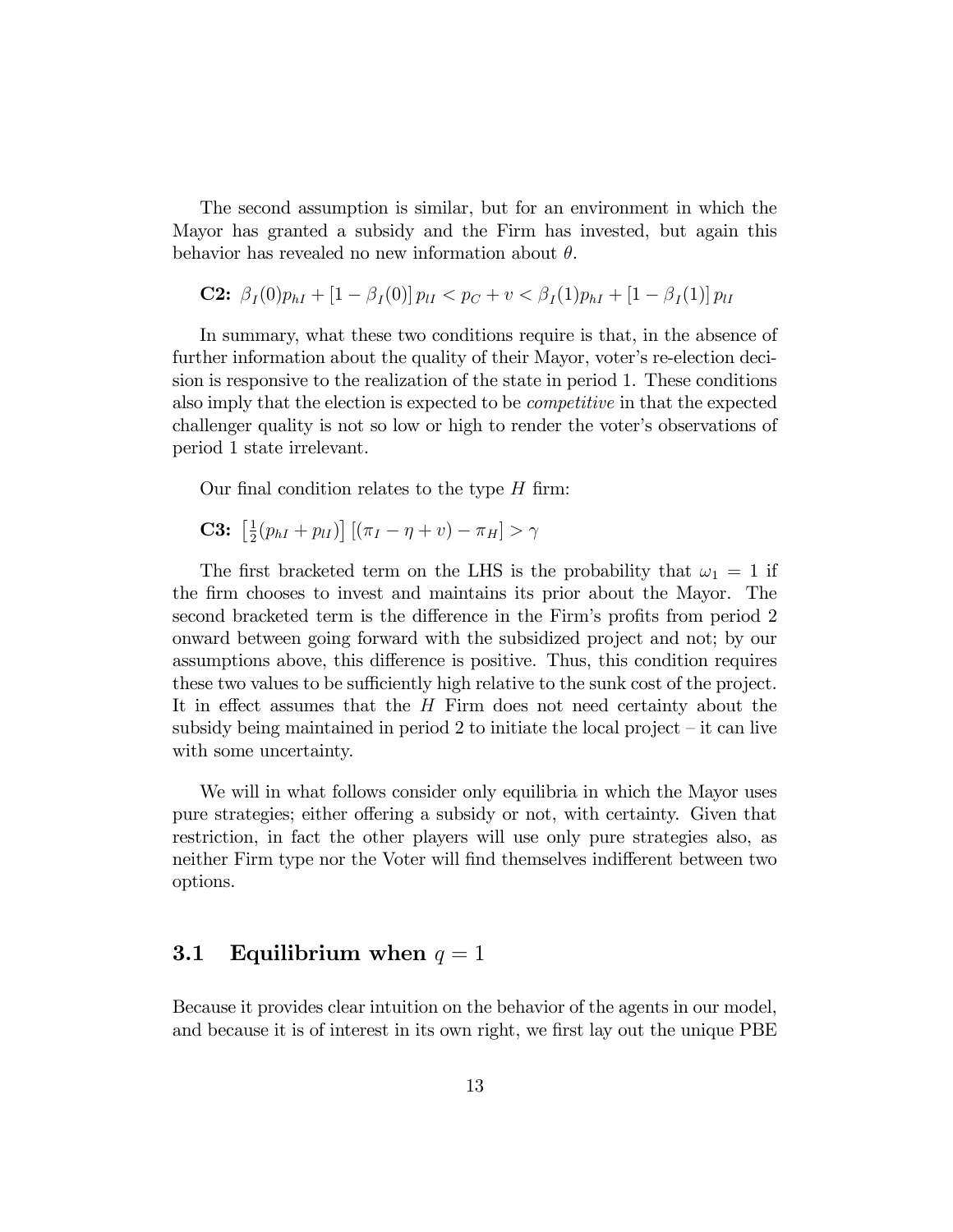The second assumption is similar, but for an environment in which the Mayor has granted a subsidy and the Firm has invested, but again this behavior has revealed no new information about $\theta$.

**C2:** $\beta_I(0)p_{hI} + [1 - \beta_I(0)]\, p_{lI} < p_C + v < \beta_I(1)p_{hI} + [1 - \beta_I(1)]\, p_{lI}$

In summary, what these two conditions require is that, in the absence of further information about the quality of their Mayor, voter's re-election decision is responsive to the realization of the state in period 1. These conditions also imply that the election is expected to be *competitive* in that the expected challenger quality is not so low or high to render the voter's observations of period 1 state irrelevant.

Our final condition relates to the type $H$ firm:

**C3:** $\left[\frac{1}{2}(p_{hI} + p_{lI})\right] [(\pi_I - \eta + v) - \pi_H] > \gamma$

The first bracketed term on the LHS is the probability that $\omega_1 = 1$ if the firm chooses to invest and maintains its prior about the Mayor. The second bracketed term is the difference in the Firm's profits from period 2 onward between going forward with the subsidized project and not; by our assumptions above, this difference is positive. Thus, this condition requires these two values to be sufficiently high relative to the sunk cost of the project. It in effect assumes that the $H$ Firm does not need certainty about the subsidy being maintained in period 2 to initiate the local project – it can live with some uncertainty.

We will in what follows consider only equilibria in which the Mayor uses pure strategies; either offering a subsidy or not, with certainty. Given that restriction, in fact the other players will use only pure strategies also, as neither Firm type nor the Voter will find themselves indifferent between two options.

## 3.1 Equilibrium when $q = 1$

Because it provides clear intuition on the behavior of the agents in our model, and because it is of interest in its own right, we first lay out the unique PBE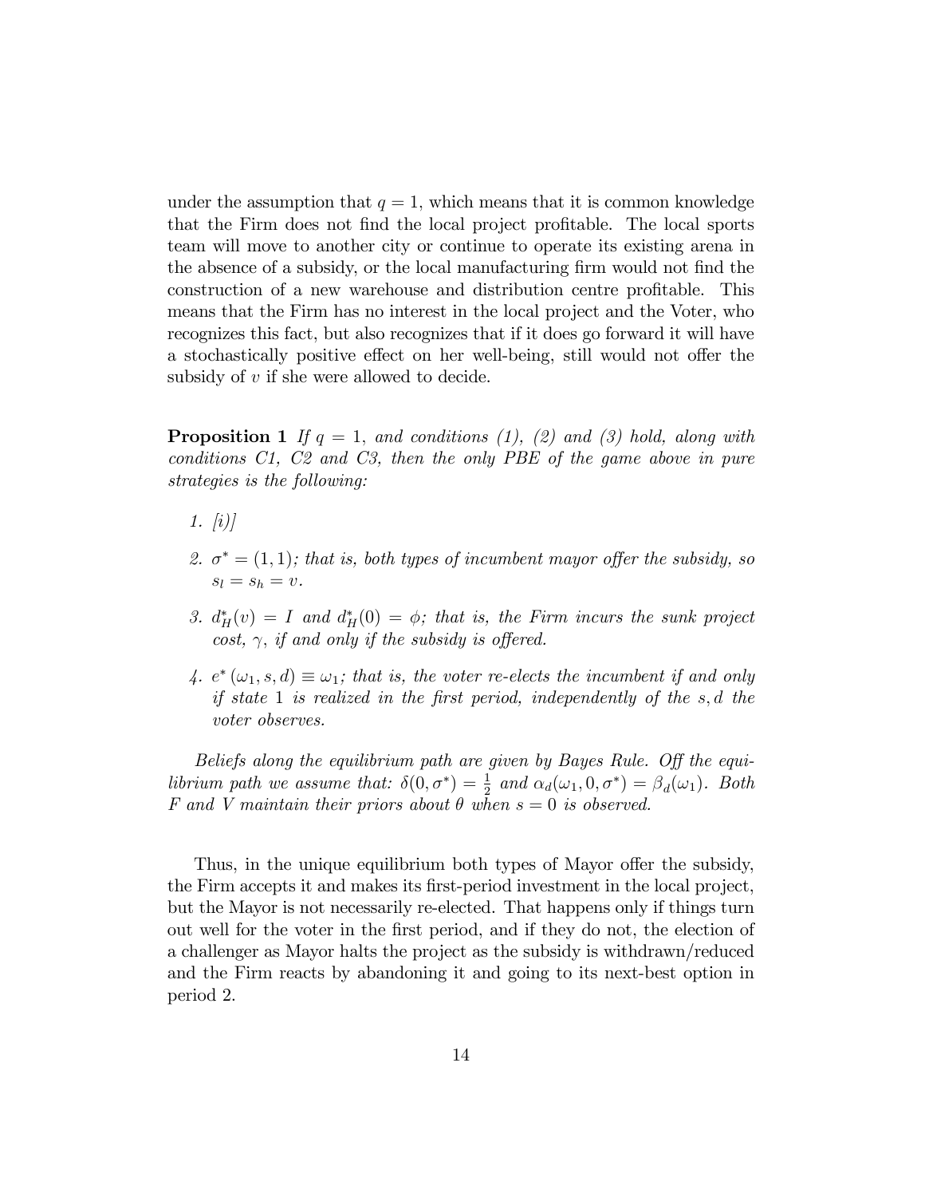under the assumption that $q = 1$, which means that it is common knowledge that the Firm does not find the local project profitable. The local sports team will move to another city or continue to operate its existing arena in the absence of a subsidy, or the local manufacturing firm would not find the construction of a new warehouse and distribution centre profitable. This means that the Firm has no interest in the local project and the Voter, who recognizes this fact, but also recognizes that if it does go forward it will have a stochastically positive effect on her well-being, still would not offer the subsidy of $v$ if she were allowed to decide.

**Proposition 1** *If $q = 1$, and conditions (1), (2) and (3) hold, along with conditions C1, C2 and C3, then the only PBE of the game above in pure strategies is the following:*

1. *[i)]*
2. *$\sigma^* = (1, 1)$; that is, both types of incumbent mayor offer the subsidy, so $s_l = s_h = v$.*
3. *$d_H^*(v) = I$ and $d_H^*(0) = \phi$; that is, the Firm incurs the sunk project cost, $\gamma$, if and only if the subsidy is offered.*
4. *$e^*(\omega_1, s, d) \equiv \omega_1$; that is, the voter re-elects the incumbent if and only if state 1 is realized in the first period, independently of the $s, d$ the voter observes.*

*Beliefs along the equilibrium path are given by Bayes Rule. Off the equilibrium path we assume that: $\delta(0, \sigma^*) = \frac{1}{2}$ and $\alpha_d(\omega_1, 0, \sigma^*) = \beta_d(\omega_1)$. Both F and V maintain their priors about $\theta$ when $s = 0$ is observed.*

Thus, in the unique equilibrium both types of Mayor offer the subsidy, the Firm accepts it and makes its first-period investment in the local project, but the Mayor is not necessarily re-elected. That happens only if things turn out well for the voter in the first period, and if they do not, the election of a challenger as Mayor halts the project as the subsidy is withdrawn/reduced and the Firm reacts by abandoning it and going to its next-best option in period 2.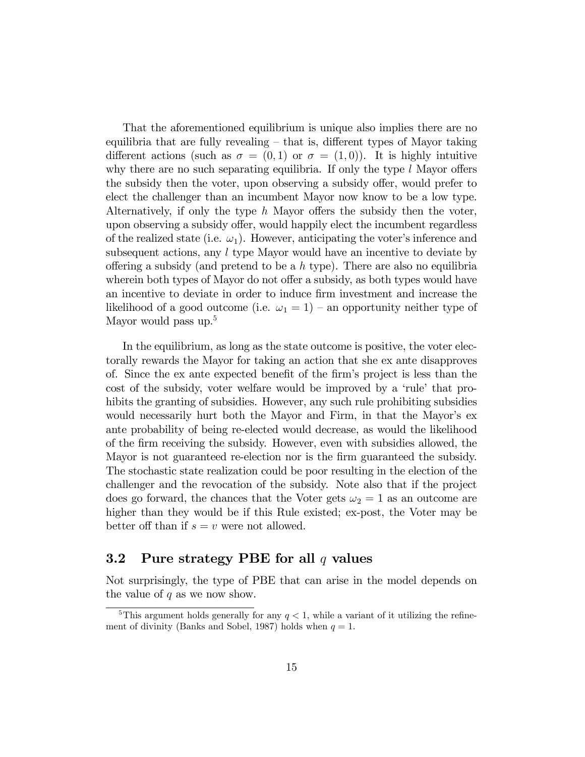That the aforementioned equilibrium is unique also implies there are no equilibria that are fully revealing – that is, different types of Mayor taking different actions (such as $\sigma = (0, 1)$ or $\sigma = (1, 0)$). It is highly intuitive why there are no such separating equilibria. If only the type $l$ Mayor offers the subsidy then the voter, upon observing a subsidy offer, would prefer to elect the challenger than an incumbent Mayor now know to be a low type. Alternatively, if only the type $h$ Mayor offers the subsidy then the voter, upon observing a subsidy offer, would happily elect the incumbent regardless of the realized state (i.e. $\omega_1$). However, anticipating the voter's inference and subsequent actions, any $l$ type Mayor would have an incentive to deviate by offering a subsidy (and pretend to be a $h$ type). There are also no equilibria wherein both types of Mayor do not offer a subsidy, as both types would have an incentive to deviate in order to induce firm investment and increase the likelihood of a good outcome (i.e. $\omega_1 = 1$) – an opportunity neither type of Mayor would pass up.[5]

In the equilibrium, as long as the state outcome is positive, the voter electorally rewards the Mayor for taking an action that she ex ante disapproves of. Since the ex ante expected benefit of the firm's project is less than the cost of the subsidy, voter welfare would be improved by a 'rule' that prohibits the granting of subsidies. However, any such rule prohibiting subsidies would necessarily hurt both the Mayor and Firm, in that the Mayor's ex ante probability of being re-elected would decrease, as would the likelihood of the firm receiving the subsidy. However, even with subsidies allowed, the Mayor is not guaranteed re-election nor is the firm guaranteed the subsidy. The stochastic state realization could be poor resulting in the election of the challenger and the revocation of the subsidy. Note also that if the project does go forward, the chances that the Voter gets $\omega_2 = 1$ as an outcome are higher than they would be if this Rule existed; ex-post, the Voter may be better off than if $s = v$ were not allowed.

## 3.2 Pure strategy PBE for all $q$ values

Not surprisingly, the type of PBE that can arise in the model depends on the value of $q$ as we now show.

[5] This argument holds generally for any $q < 1$, while a variant of it utilizing the refinement of divinity (Banks and Sobel, 1987) holds when $q = 1$.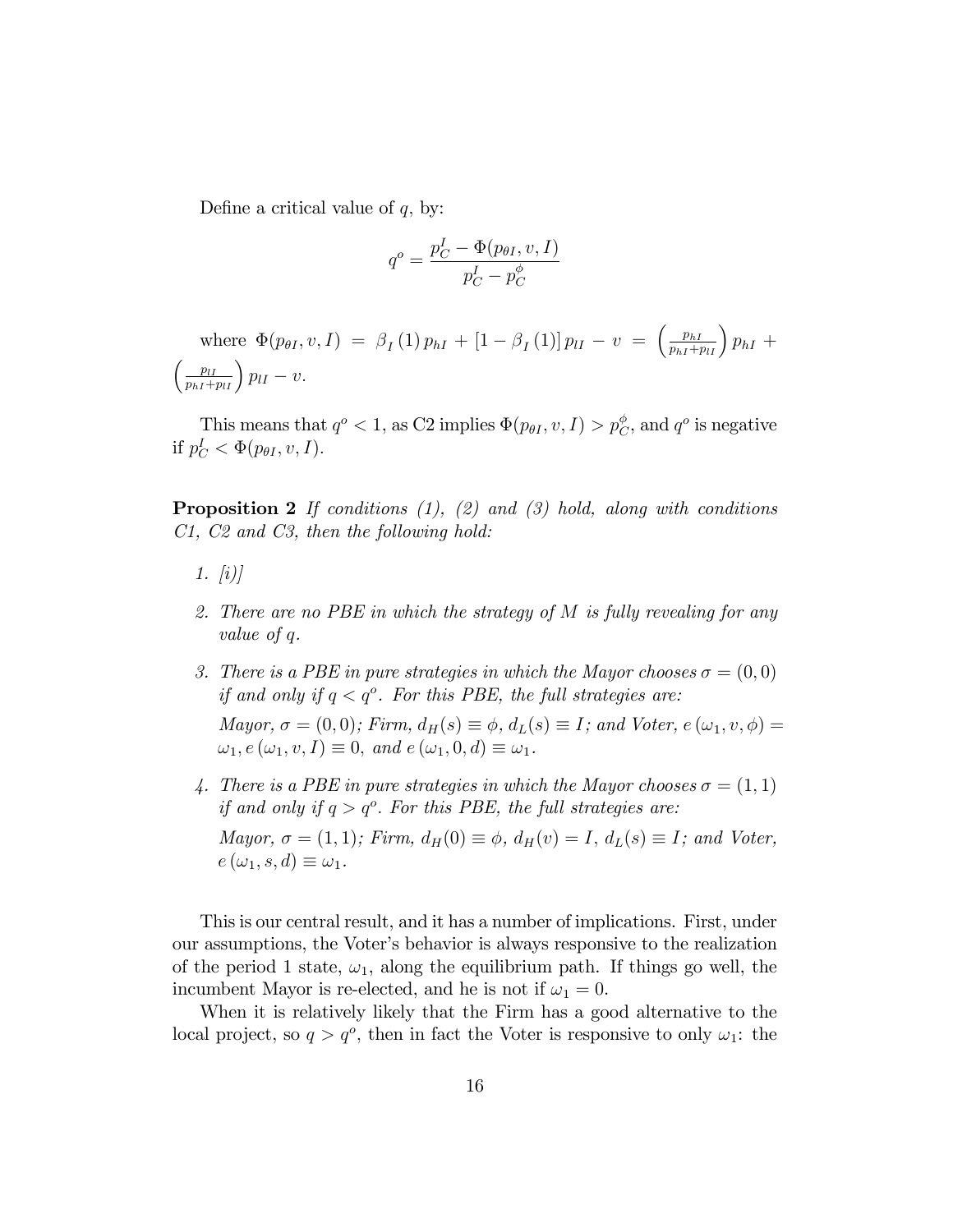Define a critical value of $q$, by:

$$q^o = \frac{p_C^I - \Phi(p_{\theta I}, v, I)}{p_C^I - p_C^\phi}$$

where $\Phi(p_{\theta I}, v, I) = \beta_I(1) p_{hI} + [1 - \beta_I(1)] p_{lI} - v = \left(\frac{p_{hI}}{p_{hI}+p_{lI}}\right) p_{hI} + \left(\frac{p_{lI}}{p_{hI}+p_{lI}}\right) p_{lI} - v.$

This means that $q^o < 1$, as C2 implies $\Phi(p_{\theta I}, v, I) > p_C^\phi$, and $q^o$ is negative if $p_C^I < \Phi(p_{\theta I}, v, I)$.

**Proposition 2** *If conditions (1), (2) and (3) hold, along with conditions C1, C2 and C3, then the following hold:*

1. *[i)]*
2. *There are no PBE in which the strategy of $M$ is fully revealing for any value of $q$.*
3. *There is a PBE in pure strategies in which the Mayor chooses $\sigma = (0, 0)$ if and only if $q < q^o$. For this PBE, the full strategies are:*

   *Mayor, $\sigma = (0, 0)$; Firm, $d_H(s) \equiv \phi$, $d_L(s) \equiv I$; and Voter, $e(\omega_1, v, \phi) = \omega_1, e(\omega_1, v, I) \equiv 0,$ and $e(\omega_1, 0, d) \equiv \omega_1$.*
4. *There is a PBE in pure strategies in which the Mayor chooses $\sigma = (1, 1)$ if and only if $q > q^o$. For this PBE, the full strategies are:*

   *Mayor, $\sigma = (1, 1)$; Firm, $d_H(0) \equiv \phi$, $d_H(v) = I$, $d_L(s) \equiv I$; and Voter, $e(\omega_1, s, d) \equiv \omega_1$.*

This is our central result, and it has a number of implications. First, under our assumptions, the Voter's behavior is always responsive to the realization of the period 1 state, $\omega_1$, along the equilibrium path. If things go well, the incumbent Mayor is re-elected, and he is not if $\omega_1 = 0$.

When it is relatively likely that the Firm has a good alternative to the local project, so $q > q^o$, then in fact the Voter is responsive to only $\omega_1$: the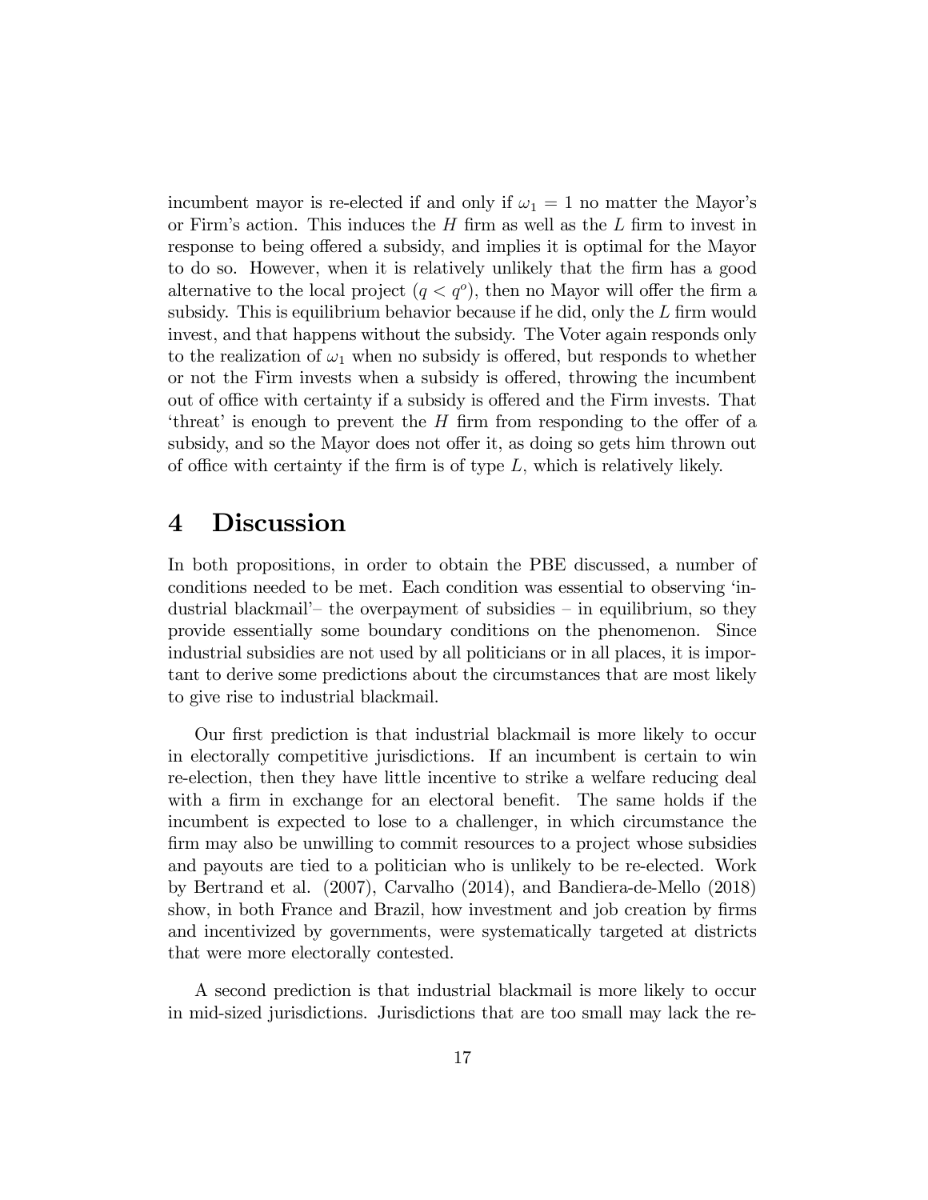incumbent mayor is re-elected if and only if $\omega_1 = 1$ no matter the Mayor's or Firm's action. This induces the $H$ firm as well as the $L$ firm to invest in response to being offered a subsidy, and implies it is optimal for the Mayor to do so. However, when it is relatively unlikely that the firm has a good alternative to the local project ($q < q^o$), then no Mayor will offer the firm a subsidy. This is equilibrium behavior because if he did, only the $L$ firm would invest, and that happens without the subsidy. The Voter again responds only to the realization of $\omega_1$ when no subsidy is offered, but responds to whether or not the Firm invests when a subsidy is offered, throwing the incumbent out of office with certainty if a subsidy is offered and the Firm invests. That 'threat' is enough to prevent the $H$ firm from responding to the offer of a subsidy, and so the Mayor does not offer it, as doing so gets him thrown out of office with certainty if the firm is of type $L$, which is relatively likely.

# 4 Discussion

In both propositions, in order to obtain the PBE discussed, a number of conditions needed to be met. Each condition was essential to observing 'industrial blackmail'– the overpayment of subsidies – in equilibrium, so they provide essentially some boundary conditions on the phenomenon. Since industrial subsidies are not used by all politicians or in all places, it is important to derive some predictions about the circumstances that are most likely to give rise to industrial blackmail.

Our first prediction is that industrial blackmail is more likely to occur in electorally competitive jurisdictions. If an incumbent is certain to win re-election, then they have little incentive to strike a welfare reducing deal with a firm in exchange for an electoral benefit. The same holds if the incumbent is expected to lose to a challenger, in which circumstance the firm may also be unwilling to commit resources to a project whose subsidies and payouts are tied to a politician who is unlikely to be re-elected. Work by Bertrand et al. (2007), Carvalho (2014), and Bandiera-de-Mello (2018) show, in both France and Brazil, how investment and job creation by firms and incentivized by governments, were systematically targeted at districts that were more electorally contested.

A second prediction is that industrial blackmail is more likely to occur in mid-sized jurisdictions. Jurisdictions that are too small may lack the re-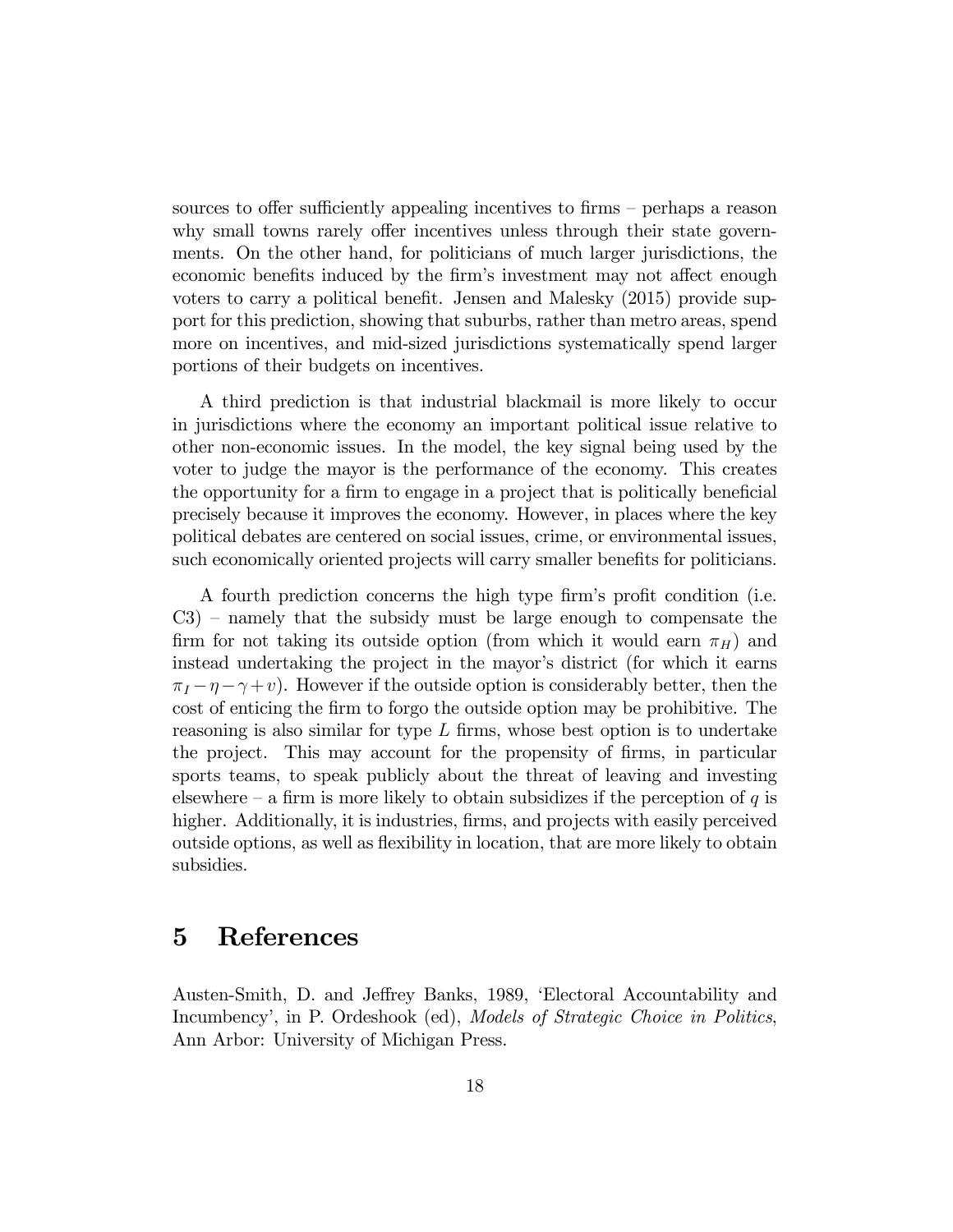sources to offer sufficiently appealing incentives to firms – perhaps a reason why small towns rarely offer incentives unless through their state governments. On the other hand, for politicians of much larger jurisdictions, the economic benefits induced by the firm's investment may not affect enough voters to carry a political benefit. Jensen and Malesky (2015) provide support for this prediction, showing that suburbs, rather than metro areas, spend more on incentives, and mid-sized jurisdictions systematically spend larger portions of their budgets on incentives.

A third prediction is that industrial blackmail is more likely to occur in jurisdictions where the economy an important political issue relative to other non-economic issues. In the model, the key signal being used by the voter to judge the mayor is the performance of the economy. This creates the opportunity for a firm to engage in a project that is politically beneficial precisely because it improves the economy. However, in places where the key political debates are centered on social issues, crime, or environmental issues, such economically oriented projects will carry smaller benefits for politicians.

A fourth prediction concerns the high type firm's profit condition (i.e. C3) – namely that the subsidy must be large enough to compensate the firm for not taking its outside option (from which it would earn $\pi_H$) and instead undertaking the project in the mayor's district (for which it earns $\pi_I - \eta - \gamma + v$). However if the outside option is considerably better, then the cost of enticing the firm to forgo the outside option may be prohibitive. The reasoning is also similar for type $L$ firms, whose best option is to undertake the project. This may account for the propensity of firms, in particular sports teams, to speak publicly about the threat of leaving and investing elsewhere – a firm is more likely to obtain subsidizes if the perception of $q$ is higher. Additionally, it is industries, firms, and projects with easily perceived outside options, as well as flexibility in location, that are more likely to obtain subsidies.

# 5 References

Austen-Smith, D. and Jeffrey Banks, 1989, 'Electoral Accountability and Incumbency', in P. Ordeshook (ed), *Models of Strategic Choice in Politics*, Ann Arbor: University of Michigan Press.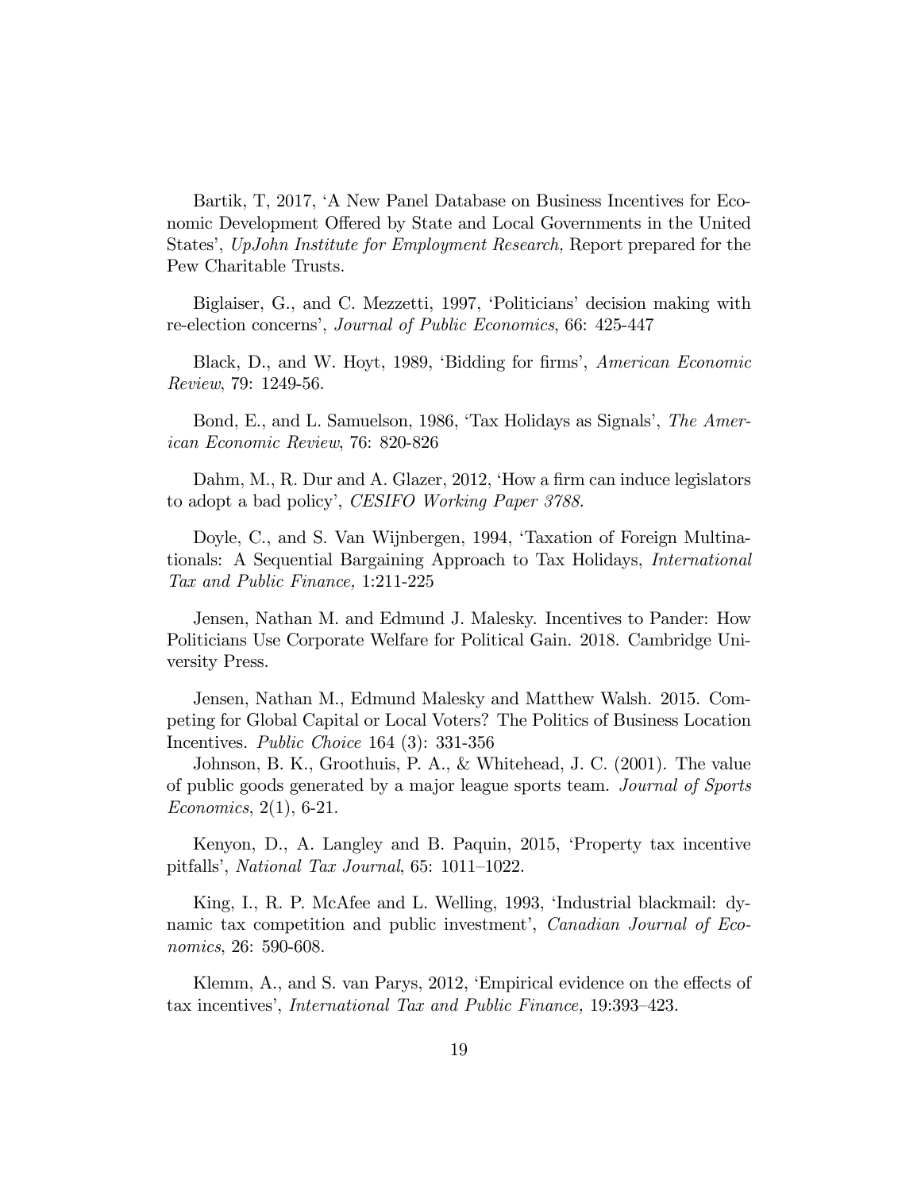Bartik, T, 2017, 'A New Panel Database on Business Incentives for Economic Development Offered by State and Local Governments in the United States', *UpJohn Institute for Employment Research,* Report prepared for the Pew Charitable Trusts.

Biglaiser, G., and C. Mezzetti, 1997, 'Politicians' decision making with re-election concerns', *Journal of Public Economics*, 66: 425-447

Black, D., and W. Hoyt, 1989, 'Bidding for firms', *American Economic Review*, 79: 1249-56.

Bond, E., and L. Samuelson, 1986, 'Tax Holidays as Signals', *The American Economic Review*, 76: 820-826

Dahm, M., R. Dur and A. Glazer, 2012, 'How a firm can induce legislators to adopt a bad policy', *CESIFO Working Paper 3788.*

Doyle, C., and S. Van Wijnbergen, 1994, 'Taxation of Foreign Multinationals: A Sequential Bargaining Approach to Tax Holidays, *International Tax and Public Finance,* 1:211-225

Jensen, Nathan M. and Edmund J. Malesky. Incentives to Pander: How Politicians Use Corporate Welfare for Political Gain. 2018. Cambridge University Press.

Jensen, Nathan M., Edmund Malesky and Matthew Walsh. 2015. Competing for Global Capital or Local Voters? The Politics of Business Location Incentives. *Public Choice* 164 (3): 331-356

Johnson, B. K., Groothuis, P. A., & Whitehead, J. C. (2001). The value of public goods generated by a major league sports team. *Journal of Sports Economics*, 2(1), 6-21.

Kenyon, D., A. Langley and B. Paquin, 2015, 'Property tax incentive pitfalls', *National Tax Journal*, 65: 1011–1022.

King, I., R. P. McAfee and L. Welling, 1993, 'Industrial blackmail: dynamic tax competition and public investment', *Canadian Journal of Economics*, 26: 590-608.

Klemm, A., and S. van Parys, 2012, 'Empirical evidence on the effects of tax incentives', *International Tax and Public Finance,* 19:393–423.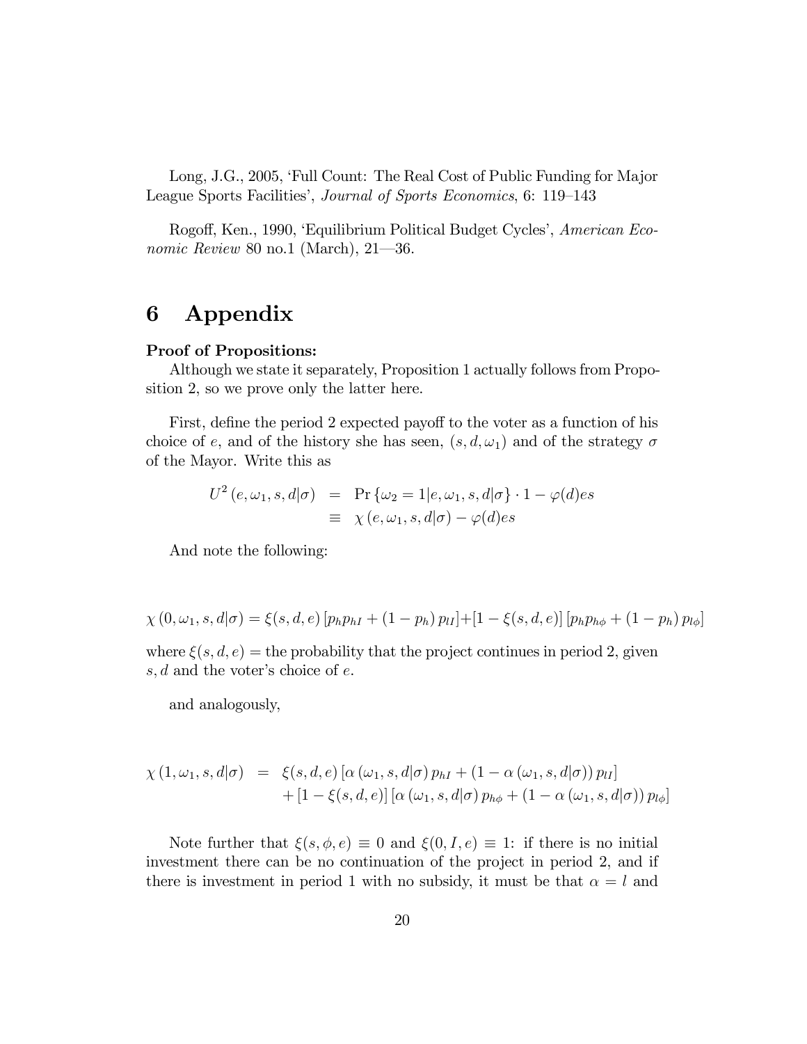Long, J.G., 2005, 'Full Count: The Real Cost of Public Funding for Major League Sports Facilities', *Journal of Sports Economics*, 6: 119–143

Rogoff, Ken., 1990, 'Equilibrium Political Budget Cycles', *American Economic Review* 80 no.1 (March), 21—36.

# 6 Appendix

**Proof of Propositions:**

Although we state it separately, Proposition 1 actually follows from Proposition 2, so we prove only the latter here.

First, define the period 2 expected payoff to the voter as a function of his choice of $e$, and of the history she has seen, $(s, d, \omega_1)$ and of the strategy $\sigma$ of the Mayor. Write this as

$$\begin{aligned} U^2(e, \omega_1, s, d|\sigma) &= \Pr\{\omega_2 = 1|e, \omega_1, s, d|\sigma\} \cdot 1 - \varphi(d)es \\ &\equiv \chi(e, \omega_1, s, d|\sigma) - \varphi(d)es \end{aligned}$$

And note the following:

$$\chi(0, \omega_1, s, d|\sigma) = \xi(s, d, e)\left[p_h p_{hI} + (1-p_h) p_{lI}\right] + \left[1 - \xi(s, d, e)\right]\left[p_h p_{h\phi} + (1-p_h) p_{l\phi}\right]$$

where $\xi(s, d, e)$ = the probability that the project continues in period 2, given $s, d$ and the voter's choice of $e$.

and analogously,

$$\begin{aligned} \chi(1, \omega_1, s, d|\sigma) &= \xi(s, d, e)\left[\alpha(\omega_1, s, d|\sigma) p_{hI} + (1 - \alpha(\omega_1, s, d|\sigma)) p_{lI}\right] \\ &\quad + \left[1 - \xi(s, d, e)\right]\left[\alpha(\omega_1, s, d|\sigma) p_{h\phi} + (1 - \alpha(\omega_1, s, d|\sigma)) p_{l\phi}\right] \end{aligned}$$

Note further that $\xi(s, \phi, e) \equiv 0$ and $\xi(0, I, e) \equiv 1$: if there is no initial investment there can be no continuation of the project in period 2, and if there is investment in period 1 with no subsidy, it must be that $\alpha = l$ and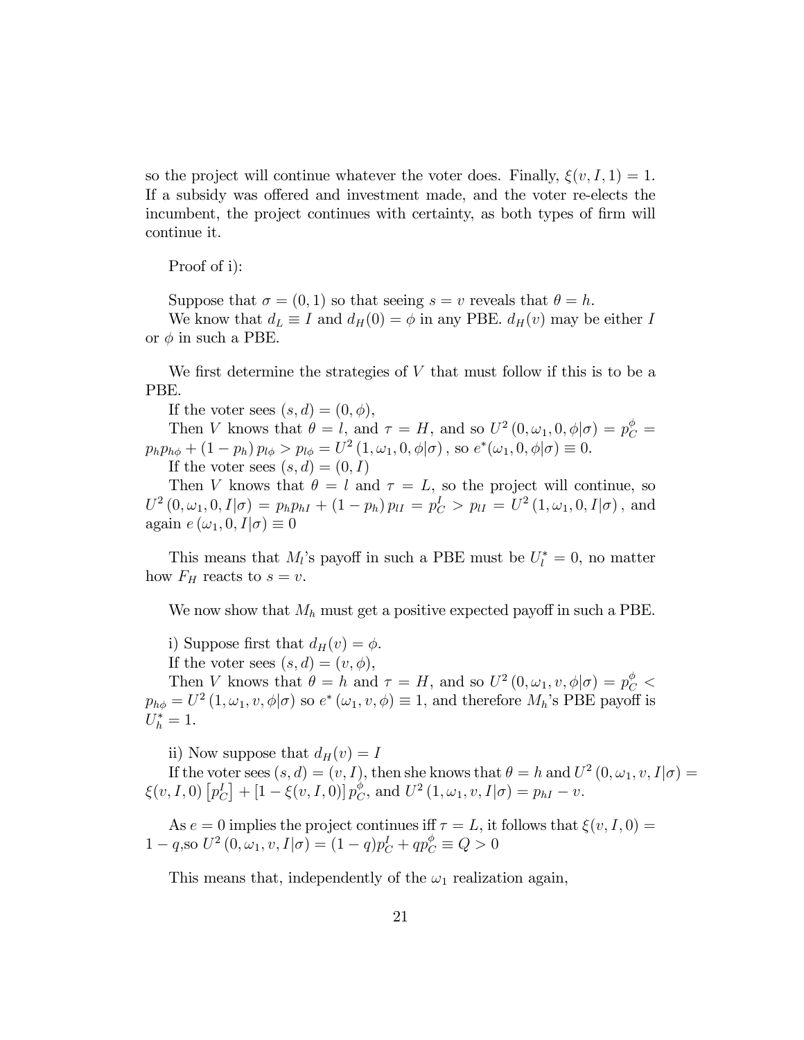so the project will continue whatever the voter does. Finally, $\xi(v, I, 1) = 1$. If a subsidy was offered and investment made, and the voter re-elects the incumbent, the project continues with certainty, as both types of firm will continue it.

Proof of i):

Suppose that $\sigma = (0, 1)$ so that seeing $s = v$ reveals that $\theta = h$.

We know that $d_L \equiv I$ and $d_H(0) = \phi$ in any PBE. $d_H(v)$ may be either $I$ or $\phi$ in such a PBE.

We first determine the strategies of $V$ that must follow if this is to be a PBE.

If the voter sees $(s, d) = (0, \phi)$,

Then $V$ knows that $\theta = l$, and $\tau = H$, and so $U^2(0, \omega_1, 0, \phi|\sigma) = p_C^{\phi} = p_h p_{h\phi} + (1 - p_h) p_{l\phi} > p_{l\phi} = U^2(1, \omega_1, 0, \phi|\sigma)$, so $e^*(\omega_1, 0, \phi|\sigma) \equiv 0$.

If the voter sees $(s, d) = (0, I)$

Then $V$ knows that $\theta = l$ and $\tau = L$, so the project will continue, so $U^2(0, \omega_1, 0, I|\sigma) = p_h p_{hI} + (1 - p_h) p_{lI} = p_C^I > p_{lI} = U^2(1, \omega_1, 0, I|\sigma)$, and again $e(\omega_1, 0, I|\sigma) \equiv 0$

This means that $M_l$'s payoff in such a PBE must be $U_l^* = 0$, no matter how $F_H$ reacts to $s = v$.

We now show that $M_h$ must get a positive expected payoff in such a PBE.

i) Suppose first that $d_H(v) = \phi$.

If the voter sees $(s, d) = (v, \phi)$,

Then $V$ knows that $\theta = h$ and $\tau = H$, and so $U^2(0, \omega_1, v, \phi|\sigma) = p_C^{\phi} < p_{h\phi} = U^2(1, \omega_1, v, \phi|\sigma)$ so $e^*(\omega_1, v, \phi) \equiv 1$, and therefore $M_h$'s PBE payoff is $U_h^* = 1$.

ii) Now suppose that $d_H(v) = I$

If the voter sees $(s, d) = (v, I)$, then she knows that $\theta = h$ and $U^2(0, \omega_1, v, I|\sigma) = \xi(v, I, 0)\left[p_C^I\right] + [1 - \xi(v, I, 0)] p_C^{\phi}$, and $U^2(1, \omega_1, v, I|\sigma) = p_{hI} - v$.

As $e = 0$ implies the project continues iff $\tau = L$, it follows that $\xi(v, I, 0) = 1 - q$,so $U^2(0, \omega_1, v, I|\sigma) = (1 - q)p_C^I + qp_C^{\phi} \equiv Q > 0$

This means that, independently of the $\omega_1$ realization again,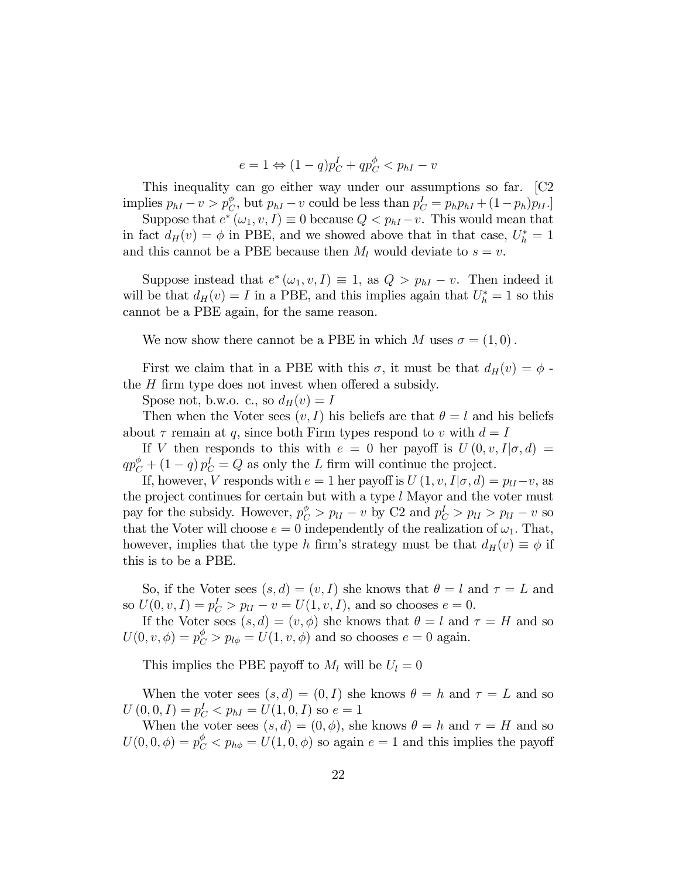$$e = 1 \Leftrightarrow (1-q)p_C^I + qp_C^\phi < p_{hI} - v$$

This inequality can go either way under our assumptions so far. [C2 implies $p_{hI} - v > p_C^\phi$, but $p_{hI} - v$ could be less than $p_C^I = p_h p_{hI} + (1-p_h)p_{lI}$.]

Suppose that $e^*(\omega_1, v, I) \equiv 0$ because $Q < p_{hI} - v$. This would mean that in fact $d_H(v) = \phi$ in PBE, and we showed above that in that case, $U_h^* = 1$ and this cannot be a PBE because then $M_l$ would deviate to $s = v$.

Suppose instead that $e^*(\omega_1, v, I) \equiv 1$, as $Q > p_{hI} - v$. Then indeed it will be that $d_H(v) = I$ in a PBE, and this implies again that $U_h^* = 1$ so this cannot be a PBE again, for the same reason.

We now show there cannot be a PBE in which $M$ uses $\sigma = (1, 0)$.

First we claim that in a PBE with this $\sigma$, it must be that $d_H(v) = \phi$ - the $H$ firm type does not invest when offered a subsidy.

Spose not, b.w.o. c., so $d_H(v) = I$

Then when the Voter sees $(v, I)$ his beliefs are that $\theta = l$ and his beliefs about $\tau$ remain at $q$, since both Firm types respond to $v$ with $d = I$

If $V$ then responds to this with $e = 0$ her payoff is $U(0, v, I|\sigma, d) = qp_C^\phi + (1-q)p_C^I = Q$ as only the $L$ firm will continue the project.

If, however, $V$ responds with $e = 1$ her payoff is $U(1, v, I|\sigma, d) = p_{lI} - v$, as the project continues for certain but with a type $l$ Mayor and the voter must pay for the subsidy. However, $p_C^\phi > p_{lI} - v$ by C2 and $p_C^I > p_{lI} > p_{lI} - v$ so that the Voter will choose $e = 0$ independently of the realization of $\omega_1$. That, however, implies that the type $h$ firm's strategy must be that $d_H(v) \equiv \phi$ if this is to be a PBE.

So, if the Voter sees $(s, d) = (v, I)$ she knows that $\theta = l$ and $\tau = L$ and so $U(0, v, I) = p_C^I > p_{lI} - v = U(1, v, I)$, and so chooses $e = 0$.

If the Voter sees $(s, d) = (v, \phi)$ she knows that $\theta = l$ and $\tau = H$ and so $U(0, v, \phi) = p_C^\phi > p_{l\phi} = U(1, v, \phi)$ and so chooses $e = 0$ again.

This implies the PBE payoff to $M_l$ will be $U_l = 0$

When the voter sees $(s, d) = (0, I)$ she knows $\theta = h$ and $\tau = L$ and so $U(0, 0, I) = p_C^I < p_{hI} = U(1, 0, I)$ so $e = 1$

When the voter sees $(s, d) = (0, \phi)$, she knows $\theta = h$ and $\tau = H$ and so $U(0, 0, \phi) = p_C^\phi < p_{h\phi} = U(1, 0, \phi)$ so again $e = 1$ and this implies the payoff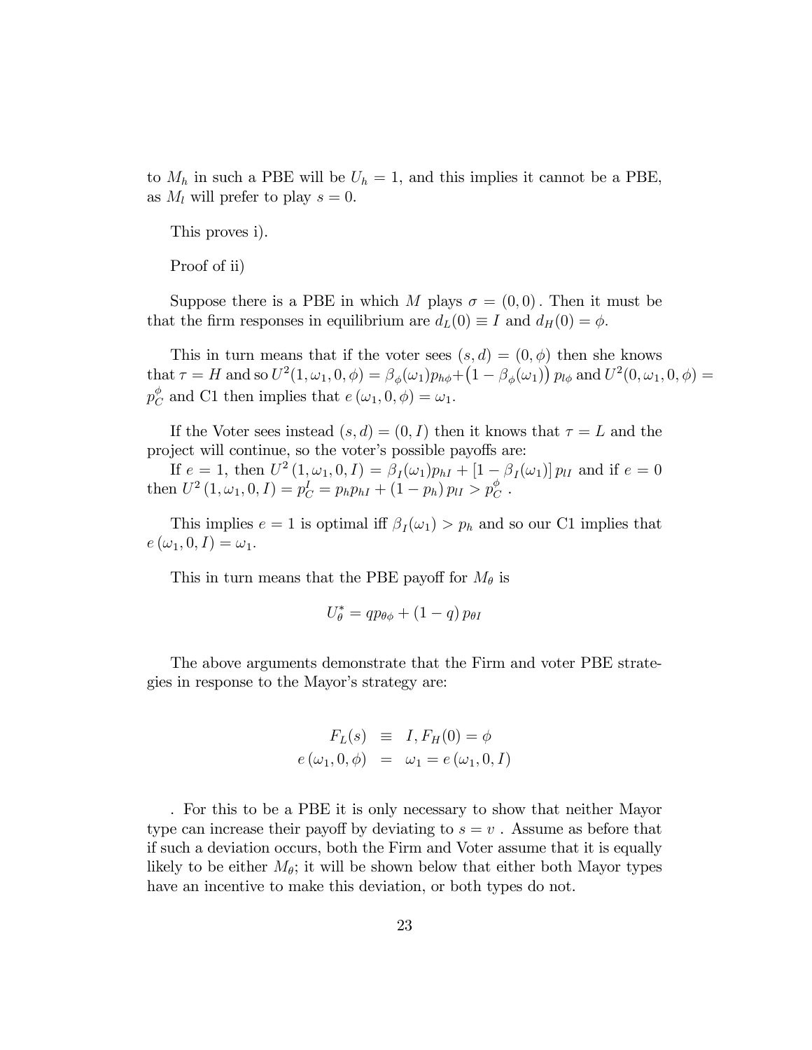to $M_h$ in such a PBE will be $U_h = 1$, and this implies it cannot be a PBE, as $M_l$ will prefer to play $s = 0$.

This proves i).

Proof of ii)

Suppose there is a PBE in which $M$ plays $\sigma = (0, 0)$. Then it must be that the firm responses in equilibrium are $d_L(0) \equiv I$ and $d_H(0) = \phi$.

This in turn means that if the voter sees $(s, d) = (0, \phi)$ then she knows that $\tau = H$ and so $U^2(1, \omega_1, 0, \phi) = \beta_\phi(\omega_1) p_{h\phi} + \left(1 - \beta_\phi(\omega_1)\right) p_{l\phi}$ and $U^2(0, \omega_1, 0, \phi) = p_C^\phi$ and C1 then implies that $e(\omega_1, 0, \phi) = \omega_1$.

If the Voter sees instead $(s, d) = (0, I)$ then it knows that $\tau = L$ and the project will continue, so the voter's possible payoffs are:

If $e = 1$, then $U^2(1, \omega_1, 0, I) = \beta_I(\omega_1) p_{hI} + [1 - \beta_I(\omega_1)] p_{lI}$ and if $e = 0$ then $U^2(1, \omega_1, 0, I) = p_C^I = p_h p_{hI} + (1 - p_h) p_{lI} > p_C^\phi$ .

This implies $e = 1$ is optimal iff $\beta_I(\omega_1) > p_h$ and so our C1 implies that $e(\omega_1, 0, I) = \omega_1$.

This in turn means that the PBE payoff for $M_\theta$ is

$$U_\theta^* = q p_{\theta\phi} + (1 - q) p_{\theta I}$$

The above arguments demonstrate that the Firm and voter PBE strategies in response to the Mayor's strategy are:

$$\begin{aligned} F_L(s) &\equiv I, F_H(0) = \phi \\ e(\omega_1, 0, \phi) &= \omega_1 = e(\omega_1, 0, I) \end{aligned}$$

. For this to be a PBE it is only necessary to show that neither Mayor type can increase their payoff by deviating to $s = v$ . Assume as before that if such a deviation occurs, both the Firm and Voter assume that it is equally likely to be either $M_\theta$; it will be shown below that either both Mayor types have an incentive to make this deviation, or both types do not.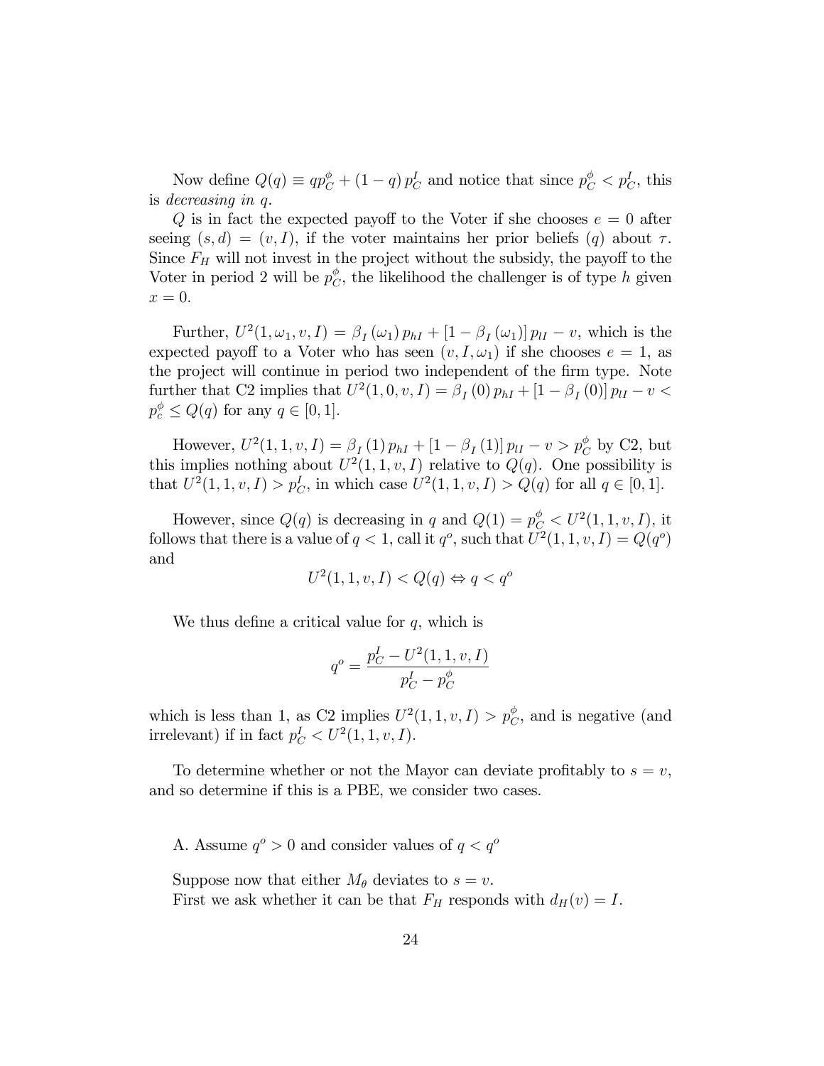Now define $Q(q) \equiv qp_C^{\phi} + (1-q)\, p_C^I$ and notice that since $p_C^{\phi} < p_C^I$, this is *decreasing in* $q$.

$Q$ is in fact the expected payoff to the Voter if she chooses $e = 0$ after seeing $(s, d) = (v, I)$, if the voter maintains her prior beliefs ($q$) about $\tau$. Since $F_H$ will not invest in the project without the subsidy, the payoff to the Voter in period 2 will be $p_C^{\phi}$, the likelihood the challenger is of type $h$ given $x = 0$.

Further, $U^2(1, \omega_1, v, I) = \beta_I(\omega_1)\, p_{hI} + [1 - \beta_I(\omega_1)]\, p_{lI} - v$, which is the expected payoff to a Voter who has seen $(v, I, \omega_1)$ if she chooses $e = 1$, as the project will continue in period two independent of the firm type. Note further that C2 implies that $U^2(1, 0, v, I) = \beta_I(0)\, p_{hI} + [1 - \beta_I(0)]\, p_{lI} - v < p_c^{\phi} \leq Q(q)$ for any $q \in [0, 1]$.

However, $U^2(1, 1, v, I) = \beta_I(1)\, p_{hI} + [1 - \beta_I(1)]\, p_{lI} - v > p_C^{\phi}$ by C2, but this implies nothing about $U^2(1, 1, v, I)$ relative to $Q(q)$. One possibility is that $U^2(1, 1, v, I) > p_C^I$, in which case $U^2(1, 1, v, I) > Q(q)$ for all $q \in [0, 1]$.

However, since $Q(q)$ is decreasing in $q$ and $Q(1) = p_C^{\phi} < U^2(1, 1, v, I)$, it follows that there is a value of $q < 1$, call it $q^o$, such that $U^2(1, 1, v, I) = Q(q^o)$ and

$$U^2(1, 1, v, I) < Q(q) \Leftrightarrow q < q^o$$

We thus define a critical value for $q$, which is

$$q^o = \frac{p_C^I - U^2(1, 1, v, I)}{p_C^I - p_C^{\phi}}$$

which is less than 1, as C2 implies $U^2(1, 1, v, I) > p_C^{\phi}$, and is negative (and irrelevant) if in fact $p_C^I < U^2(1, 1, v, I)$.

To determine whether or not the Mayor can deviate profitably to $s = v$, and so determine if this is a PBE, we consider two cases.

A. Assume $q^o > 0$ and consider values of $q < q^o$

Suppose now that either $M_\theta$ deviates to $s = v$.
First we ask whether it can be that $F_H$ responds with $d_H(v) = I$.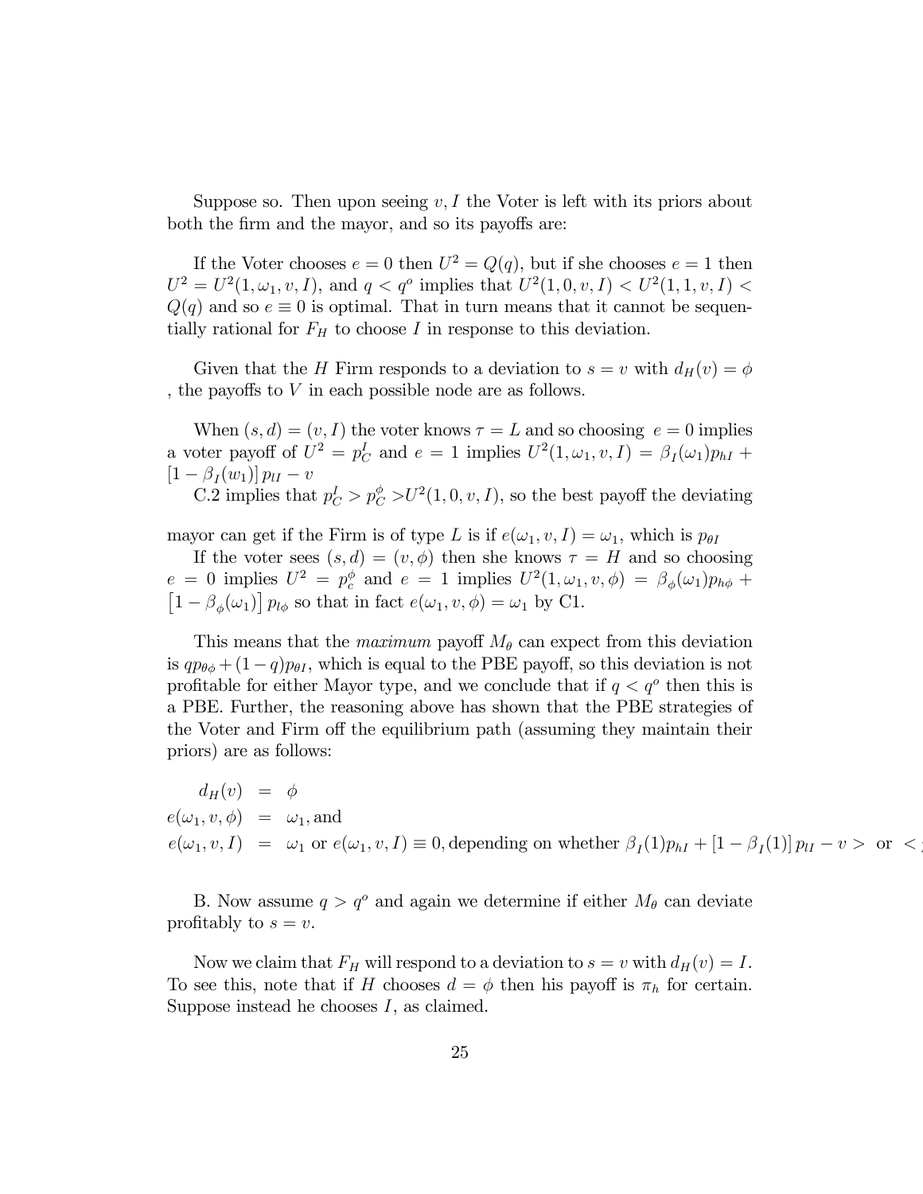Suppose so. Then upon seeing $v, I$ the Voter is left with its priors about both the firm and the mayor, and so its payoffs are:

If the Voter chooses $e = 0$ then $U^2 = Q(q)$, but if she chooses $e = 1$ then $U^2 = U^2(1, \omega_1, v, I)$, and $q < q^o$ implies that $U^2(1, 0, v, I) < U^2(1, 1, v, I) < Q(q)$ and so $e \equiv 0$ is optimal. That in turn means that it cannot be sequentially rational for $F_H$ to choose $I$ in response to this deviation.

Given that the $H$ Firm responds to a deviation to $s = v$ with $d_H(v) = \phi$ , the payoffs to $V$ in each possible node are as follows.

When $(s, d) = (v, I)$ the voter knows $\tau = L$ and so choosing $e = 0$ implies a voter payoff of $U^2 = p_C^I$ and $e = 1$ implies $U^2(1, \omega_1, v, I) = \beta_I(\omega_1)p_{hI} + [1 - \beta_I(w_1)]\, p_{lI} - v$

C.2 implies that $p_C^I > p_C^\phi > U^2(1, 0, v, I)$, so the best payoff the deviating mayor can get if the Firm is of type $L$ is if $e(\omega_1, v, I) = \omega_1$, which is $p_{\theta I}$

If the voter sees $(s, d) = (v, \phi)$ then she knows $\tau = H$ and so choosing $e = 0$ implies $U^2 = p_c^\phi$ and $e = 1$ implies $U^2(1, \omega_1, v, \phi) = \beta_\phi(\omega_1)p_{h\phi} + \left[1 - \beta_\phi(\omega_1)\right] p_{l\phi}$ so that in fact $e(\omega_1, v, \phi) = \omega_1$ by C1.

This means that the *maximum* payoff $M_\theta$ can expect from this deviation is $qp_{\theta\phi} + (1 - q)p_{\theta I}$, which is equal to the PBE payoff, so this deviation is not profitable for either Mayor type, and we conclude that if $q < q^o$ then this is a PBE. Further, the reasoning above has shown that the PBE strategies of the Voter and Firm off the equilibrium path (assuming they maintain their priors) are as follows:

$$
\begin{aligned}
d_H(v) &= \phi \\
e(\omega_1, v, \phi) &= \omega_1, \text{and} \\
e(\omega_1, v, I) &= \omega_1 \text{ or } e(\omega_1, v, I) \equiv 0, \text{depending on whether } \beta_I(1)p_{hI} + [1 - \beta_I(1)]\, p_{lI} - v > \text{ or } <
\end{aligned}
$$

B. Now assume $q > q^o$ and again we determine if either $M_\theta$ can deviate profitably to $s = v$.

Now we claim that $F_H$ will respond to a deviation to $s = v$ with $d_H(v) = I$. To see this, note that if $H$ chooses $d = \phi$ then his payoff is $\pi_h$ for certain. Suppose instead he chooses $I$, as claimed.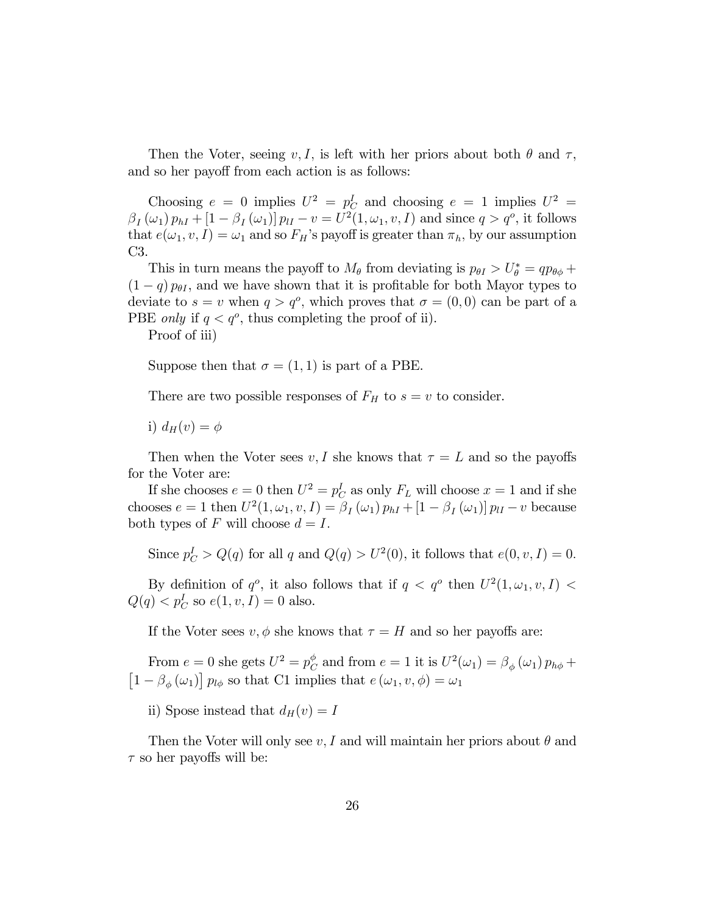Then the Voter, seeing $v, I$, is left with her priors about both $\theta$ and $\tau$, and so her payoff from each action is as follows:

Choosing $e = 0$ implies $U^2 = p_C^I$ and choosing $e = 1$ implies $U^2 = \beta_I(\omega_1) p_{hI} + [1 - \beta_I(\omega_1)] p_{lI} - v = U^2(1, \omega_1, v, I)$ and since $q > q^o$, it follows that $e(\omega_1, v, I) = \omega_1$ and so $F_H$'s payoff is greater than $\pi_h$, by our assumption C3.

This in turn means the payoff to $M_\theta$ from deviating is $p_{\theta I} > U_\theta^* = qp_{\theta\phi} + (1-q) p_{\theta I}$, and we have shown that it is profitable for both Mayor types to deviate to $s = v$ when $q > q^o$, which proves that $\sigma = (0, 0)$ can be part of a PBE *only* if $q < q^o$, thus completing the proof of ii).

Proof of iii)

Suppose then that $\sigma = (1, 1)$ is part of a PBE.

There are two possible responses of $F_H$ to $s = v$ to consider.

i) $d_H(v) = \phi$

Then when the Voter sees $v, I$ she knows that $\tau = L$ and so the payoffs for the Voter are:

If she chooses $e = 0$ then $U^2 = p_C^I$ as only $F_L$ will choose $x = 1$ and if she chooses $e = 1$ then $U^2(1, \omega_1, v, I) = \beta_I(\omega_1) p_{hI} + [1 - \beta_I(\omega_1)] p_{lI} - v$ because both types of $F$ will choose $d = I$.

Since $p_C^I > Q(q)$ for all $q$ and $Q(q) > U^2(0)$, it follows that $e(0, v, I) = 0$.

By definition of $q^o$, it also follows that if $q < q^o$ then $U^2(1, \omega_1, v, I) < Q(q) < p_C^I$ so $e(1, v, I) = 0$ also.

If the Voter sees $v, \phi$ she knows that $\tau = H$ and so her payoffs are:

From $e = 0$ she gets $U^2 = p_C^\phi$ and from $e = 1$ it is $U^2(\omega_1) = \beta_\phi(\omega_1) p_{h\phi} + \left[1 - \beta_\phi(\omega_1)\right] p_{l\phi}$ so that C1 implies that $e(\omega_1, v, \phi) = \omega_1$

ii) Spose instead that $d_H(v) = I$

Then the Voter will only see $v, I$ and will maintain her priors about $\theta$ and $\tau$ so her payoffs will be: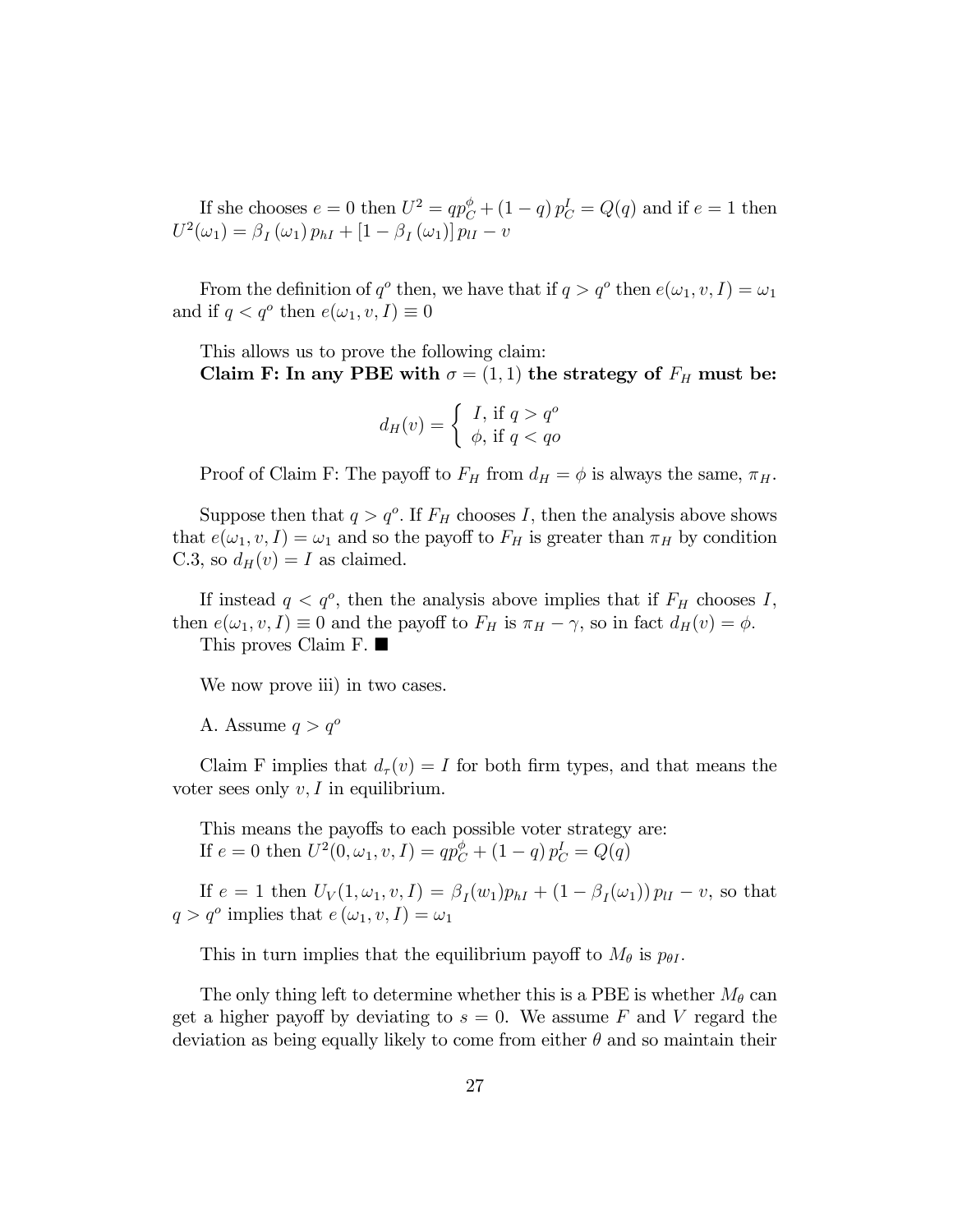If she chooses $e = 0$ then $U^2 = qp_C^\phi + (1 - q)\, p_C^I = Q(q)$ and if $e = 1$ then $U^2(\omega_1) = \beta_I(\omega_1)\, p_{hI} + [1 - \beta_I(\omega_1)]\, p_{lI} - v$

From the definition of $q^o$ then, we have that if $q > q^o$ then $e(\omega_1, v, I) = \omega_1$ and if $q < q^o$ then $e(\omega_1, v, I) \equiv 0$

This allows us to prove the following claim:

**Claim F: In any PBE with $\sigma = (1, 1)$ the strategy of $F_H$ must be:**

$$d_H(v) = \begin{cases} I, \text{ if } q > q^o \\ \phi, \text{ if } q < qo \end{cases}$$

Proof of Claim F: The payoff to $F_H$ from $d_H = \phi$ is always the same, $\pi_H$.

Suppose then that $q > q^o$. If $F_H$ chooses $I$, then the analysis above shows that $e(\omega_1, v, I) = \omega_1$ and so the payoff to $F_H$ is greater than $\pi_H$ by condition C.3, so $d_H(v) = I$ as claimed.

If instead $q < q^o$, then the analysis above implies that if $F_H$ chooses $I$, then $e(\omega_1, v, I) \equiv 0$ and the payoff to $F_H$ is $\pi_H - \gamma$, so in fact $d_H(v) = \phi$. This proves Claim F. ■

We now prove iii) in two cases.

A. Assume $q > q^o$

Claim F implies that $d_\tau(v) = I$ for both firm types, and that means the voter sees only $v, I$ in equilibrium.

This means the payoffs to each possible voter strategy are:
If $e = 0$ then $U^2(0, \omega_1, v, I) = qp_C^\phi + (1 - q)\, p_C^I = Q(q)$

If $e = 1$ then $U_V(1, \omega_1, v, I) = \beta_I(w_1)p_{hI} + (1 - \beta_I(\omega_1))\, p_{lI} - v$, so that $q > q^o$ implies that $e(\omega_1, v, I) = \omega_1$

This in turn implies that the equilibrium payoff to $M_\theta$ is $p_{\theta I}$.

The only thing left to determine whether this is a PBE is whether $M_\theta$ can get a higher payoff by deviating to $s = 0$. We assume $F$ and $V$ regard the deviation as being equally likely to come from either $\theta$ and so maintain their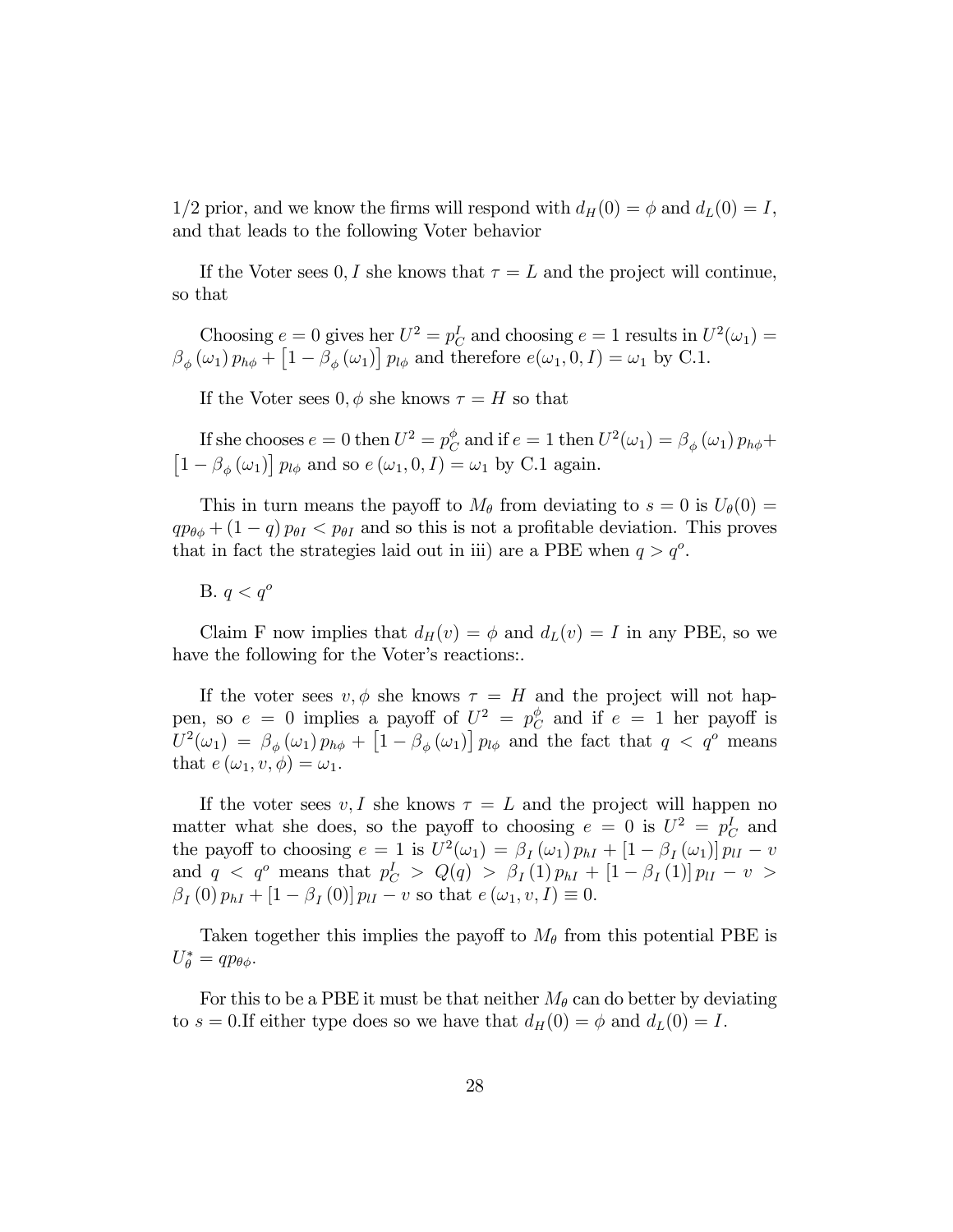1/2 prior, and we know the firms will respond with $d_H(0) = \phi$ and $d_L(0) = I$, and that leads to the following Voter behavior

If the Voter sees $0, I$ she knows that $\tau = L$ and the project will continue, so that

Choosing $e = 0$ gives her $U^2 = p_C^I$ and choosing $e = 1$ results in $U^2(\omega_1) = \beta_\phi(\omega_1) p_{h\phi} + [1 - \beta_\phi(\omega_1)] p_{l\phi}$ and therefore $e(\omega_1, 0, I) = \omega_1$ by C.1.

If the Voter sees $0, \phi$ she knows $\tau = H$ so that

If she chooses $e = 0$ then $U^2 = p_C^\phi$ and if $e = 1$ then $U^2(\omega_1) = \beta_\phi(\omega_1) p_{h\phi} + [1 - \beta_\phi(\omega_1)] p_{l\phi}$ and so $e(\omega_1, 0, I) = \omega_1$ by C.1 again.

This in turn means the payoff to $M_\theta$ from deviating to $s = 0$ is $U_\theta(0) = qp_{\theta\phi} + (1 - q) p_{\theta I} < p_{\theta I}$ and so this is not a profitable deviation. This proves that in fact the strategies laid out in iii) are a PBE when $q > q^o$.

B. $q < q^o$

Claim F now implies that $d_H(v) = \phi$ and $d_L(v) = I$ in any PBE, so we have the following for the Voter's reactions:.

If the voter sees $v, \phi$ she knows $\tau = H$ and the project will not happen, so $e = 0$ implies a payoff of $U^2 = p_C^\phi$ and if $e = 1$ her payoff is $U^2(\omega_1) = \beta_\phi(\omega_1) p_{h\phi} + [1 - \beta_\phi(\omega_1)] p_{l\phi}$ and the fact that $q < q^o$ means that $e(\omega_1, v, \phi) = \omega_1$.

If the voter sees $v, I$ she knows $\tau = L$ and the project will happen no matter what she does, so the payoff to choosing $e = 0$ is $U^2 = p_C^I$ and the payoff to choosing $e = 1$ is $U^2(\omega_1) = \beta_I(\omega_1) p_{hI} + [1 - \beta_I(\omega_1)] p_{lI} - v$ and $q < q^o$ means that $p_C^I > Q(q) > \beta_I(1) p_{hI} + [1 - \beta_I(1)] p_{lI} - v > \beta_I(0) p_{hI} + [1 - \beta_I(0)] p_{lI} - v$ so that $e(\omega_1, v, I) \equiv 0$.

Taken together this implies the payoff to $M_\theta$ from this potential PBE is $U_\theta^* = qp_{\theta\phi}$.

For this to be a PBE it must be that neither $M_\theta$ can do better by deviating to $s = 0$.If either type does so we have that $d_H(0) = \phi$ and $d_L(0) = I$.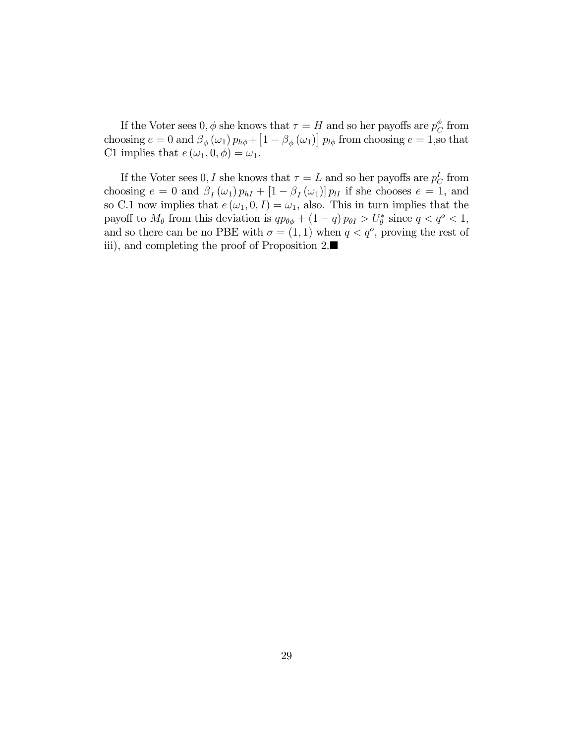If the Voter sees $0, \phi$ she knows that $\tau = H$ and so her payoffs are $p_C^{\phi}$ from choosing $e = 0$ and $\beta_{\phi}(\omega_1) p_{h\phi} + \left[1 - \beta_{\phi}(\omega_1)\right] p_{l\phi}$ from choosing $e = 1$,so that C1 implies that $e(\omega_1, 0, \phi) = \omega_1$.

If the Voter sees $0, I$ she knows that $\tau = L$ and so her payoffs are $p_C^I$ from choosing $e = 0$ and $\beta_I(\omega_1) p_{hI} + [1 - \beta_I(\omega_1)] p_{lI}$ if she chooses $e = 1$, and so C.1 now implies that $e(\omega_1, 0, I) = \omega_1$, also. This in turn implies that the payoff to $M_\theta$ from this deviation is $qp_{\theta\phi} + (1 - q) p_{\theta I} > U_\theta^*$ since $q < q^o < 1$, and so there can be no PBE with $\sigma = (1, 1)$ when $q < q^o$, proving the rest of iii), and completing the proof of Proposition 2.■